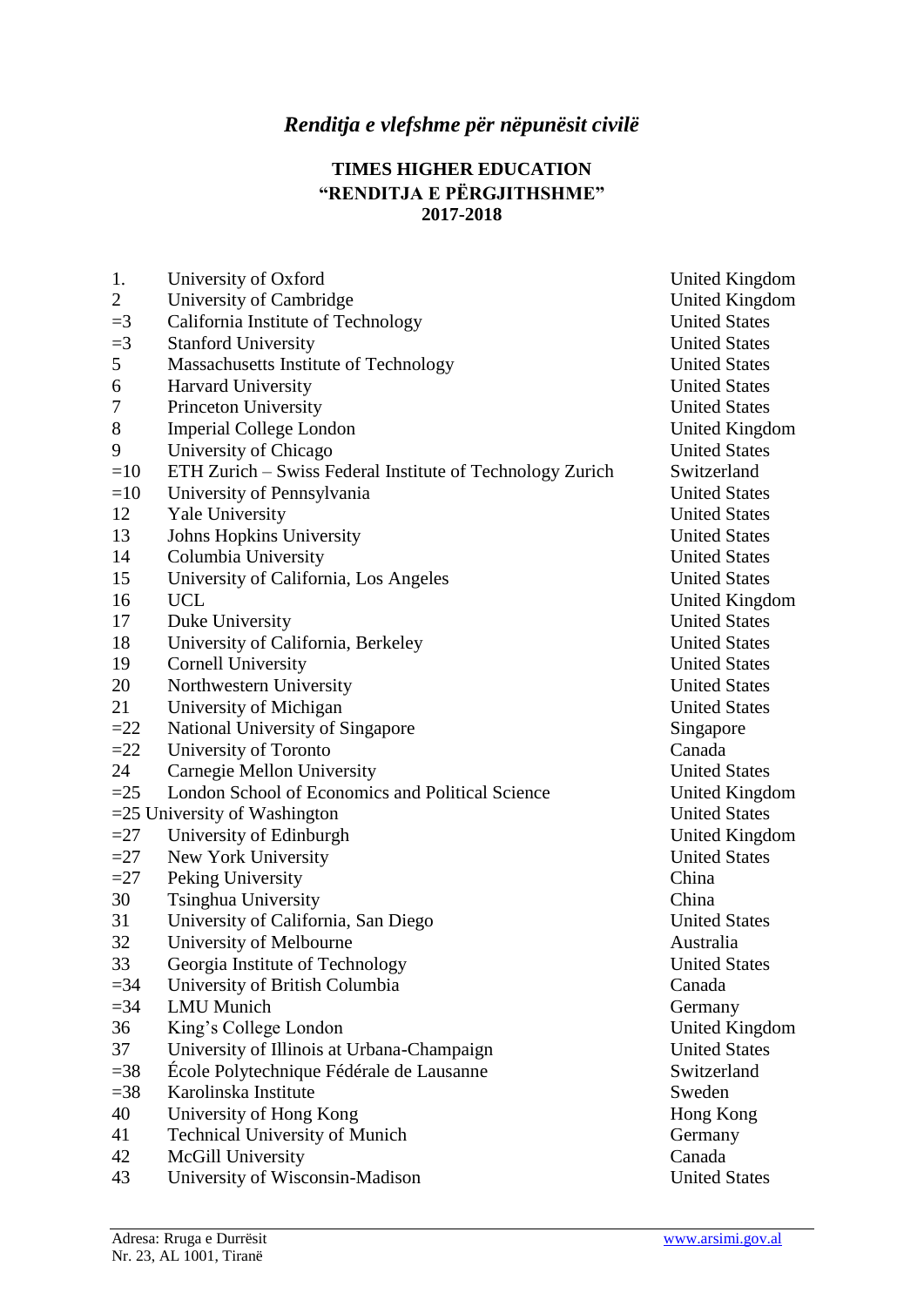*Renditja e vlefshme për nëpunësit civilë*

**TIMES HIGHER EDUCATION**
**"RENDITJA E PËRGJITHSHME"**
**2017-2018**

| | | |
|---|---|---|
| 1. | University of Oxford | United Kingdom |
| 2 | University of Cambridge | United Kingdom |
| =3 | California Institute of Technology | United States |
| =3 | Stanford University | United States |
| 5 | Massachusetts Institute of Technology | United States |
| 6 | Harvard University | United States |
| 7 | Princeton University | United States |
| 8 | Imperial College London | United Kingdom |
| 9 | University of Chicago | United States |
| =10 | ETH Zurich – Swiss Federal Institute of Technology Zurich | Switzerland |
| =10 | University of Pennsylvania | United States |
| 12 | Yale University | United States |
| 13 | Johns Hopkins University | United States |
| 14 | Columbia University | United States |
| 15 | University of California, Los Angeles | United States |
| 16 | UCL | United Kingdom |
| 17 | Duke University | United States |
| 18 | University of California, Berkeley | United States |
| 19 | Cornell University | United States |
| 20 | Northwestern University | United States |
| 21 | University of Michigan | United States |
| =22 | National University of Singapore | Singapore |
| =22 | University of Toronto | Canada |
| 24 | Carnegie Mellon University | United States |
| =25 | London School of Economics and Political Science | United Kingdom |
| =25 | University of Washington | United States |
| =27 | University of Edinburgh | United Kingdom |
| =27 | New York University | United States |
| =27 | Peking University | China |
| 30 | Tsinghua University | China |
| 31 | University of California, San Diego | United States |
| 32 | University of Melbourne | Australia |
| 33 | Georgia Institute of Technology | United States |
| =34 | University of British Columbia | Canada |
| =34 | LMU Munich | Germany |
| 36 | King's College London | United Kingdom |
| 37 | University of Illinois at Urbana-Champaign | United States |
| =38 | École Polytechnique Fédérale de Lausanne | Switzerland |
| =38 | Karolinska Institute | Sweden |
| 40 | University of Hong Kong | Hong Kong |
| 41 | Technical University of Munich | Germany |
| 42 | McGill University | Canada |
| 43 | University of Wisconsin-Madison | United States |

Adresa: Rruga e Durrësit
Nr. 23, AL 1001, Tiranë
www.arsimi.gov.al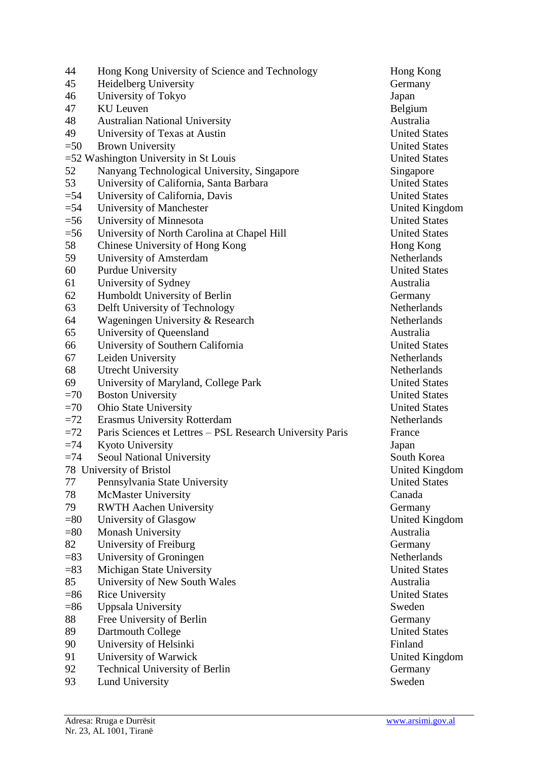| | | |
|---|---|---|
| 44 | Hong Kong University of Science and Technology | Hong Kong |
| 45 | Heidelberg University | Germany |
| 46 | University of Tokyo | Japan |
| 47 | KU Leuven | Belgium |
| 48 | Australian National University | Australia |
| 49 | University of Texas at Austin | United States |
| =50 | Brown University | United States |
| =52 | Washington University in St Louis | United States |
| 52 | Nanyang Technological University, Singapore | Singapore |
| 53 | University of California, Santa Barbara | United States |
| =54 | University of California, Davis | United States |
| =54 | University of Manchester | United Kingdom |
| =56 | University of Minnesota | United States |
| =56 | University of North Carolina at Chapel Hill | United States |
| 58 | Chinese University of Hong Kong | Hong Kong |
| 59 | University of Amsterdam | Netherlands |
| 60 | Purdue University | United States |
| 61 | University of Sydney | Australia |
| 62 | Humboldt University of Berlin | Germany |
| 63 | Delft University of Technology | Netherlands |
| 64 | Wageningen University & Research | Netherlands |
| 65 | University of Queensland | Australia |
| 66 | University of Southern California | United States |
| 67 | Leiden University | Netherlands |
| 68 | Utrecht University | Netherlands |
| 69 | University of Maryland, College Park | United States |
| =70 | Boston University | United States |
| =70 | Ohio State University | United States |
| =72 | Erasmus University Rotterdam | Netherlands |
| =72 | Paris Sciences et Lettres – PSL Research University Paris | France |
| =74 | Kyoto University | Japan |
| =74 | Seoul National University | South Korea |
| 78 | University of Bristol | United Kingdom |
| 77 | Pennsylvania State University | United States |
| 78 | McMaster University | Canada |
| 79 | RWTH Aachen University | Germany |
| =80 | University of Glasgow | United Kingdom |
| =80 | Monash University | Australia |
| 82 | University of Freiburg | Germany |
| =83 | University of Groningen | Netherlands |
| =83 | Michigan State University | United States |
| 85 | University of New South Wales | Australia |
| =86 | Rice University | United States |
| =86 | Uppsala University | Sweden |
| 88 | Free University of Berlin | Germany |
| 89 | Dartmouth College | United States |
| 90 | University of Helsinki | Finland |
| 91 | University of Warwick | United Kingdom |
| 92 | Technical University of Berlin | Germany |
| 93 | Lund University | Sweden |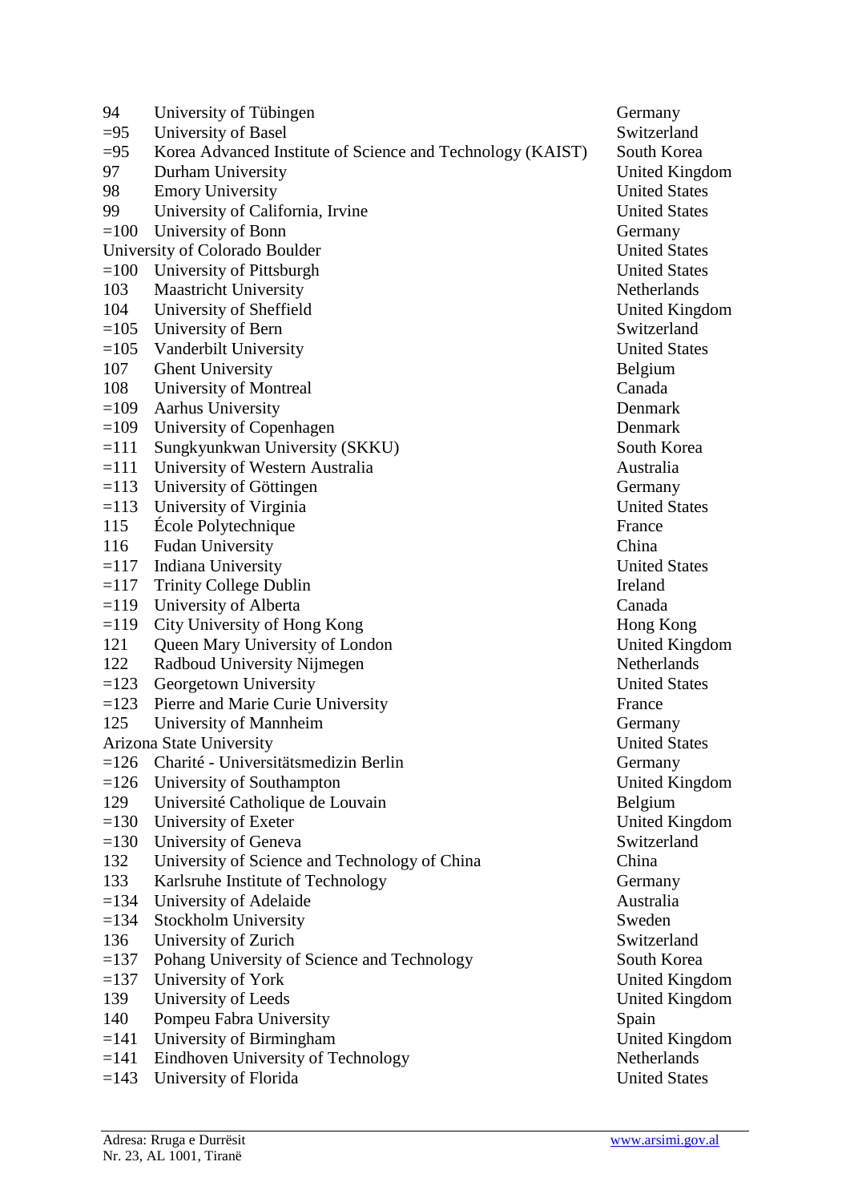| | | |
|---|---|---|
| 94 | University of Tübingen | Germany |
| =95 | University of Basel | Switzerland |
| =95 | Korea Advanced Institute of Science and Technology (KAIST) | South Korea |
| 97 | Durham University | United Kingdom |
| 98 | Emory University | United States |
| 99 | University of California, Irvine | United States |
| =100 | University of Bonn | Germany |
| | University of Colorado Boulder | United States |
| =100 | University of Pittsburgh | United States |
| 103 | Maastricht University | Netherlands |
| 104 | University of Sheffield | United Kingdom |
| =105 | University of Bern | Switzerland |
| =105 | Vanderbilt University | United States |
| 107 | Ghent University | Belgium |
| 108 | University of Montreal | Canada |
| =109 | Aarhus University | Denmark |
| =109 | University of Copenhagen | Denmark |
| =111 | Sungkyunkwan University (SKKU) | South Korea |
| =111 | University of Western Australia | Australia |
| =113 | University of Göttingen | Germany |
| =113 | University of Virginia | United States |
| 115 | École Polytechnique | France |
| 116 | Fudan University | China |
| =117 | Indiana University | United States |
| =117 | Trinity College Dublin | Ireland |
| =119 | University of Alberta | Canada |
| =119 | City University of Hong Kong | Hong Kong |
| 121 | Queen Mary University of London | United Kingdom |
| 122 | Radboud University Nijmegen | Netherlands |
| =123 | Georgetown University | United States |
| =123 | Pierre and Marie Curie University | France |
| 125 | University of Mannheim | Germany |
| | Arizona State University | United States |
| =126 | Charité - Universitätsmedizin Berlin | Germany |
| =126 | University of Southampton | United Kingdom |
| 129 | Université Catholique de Louvain | Belgium |
| =130 | University of Exeter | United Kingdom |
| =130 | University of Geneva | Switzerland |
| 132 | University of Science and Technology of China | China |
| 133 | Karlsruhe Institute of Technology | Germany |
| =134 | University of Adelaide | Australia |
| =134 | Stockholm University | Sweden |
| 136 | University of Zurich | Switzerland |
| =137 | Pohang University of Science and Technology | South Korea |
| =137 | University of York | United Kingdom |
| 139 | University of Leeds | United Kingdom |
| 140 | Pompeu Fabra University | Spain |
| =141 | University of Birmingham | United Kingdom |
| =141 | Eindhoven University of Technology | Netherlands |
| =143 | University of Florida | United States |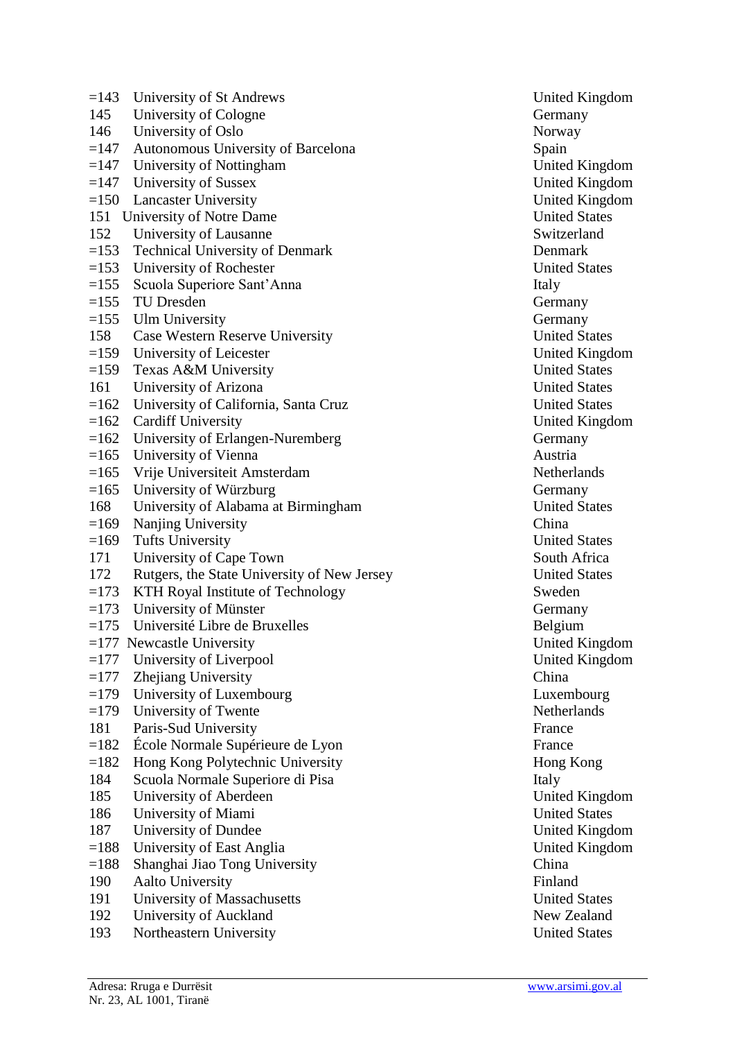| | | |
|---|---|---|
| =143 | University of St Andrews | United Kingdom |
| 145 | University of Cologne | Germany |
| 146 | University of Oslo | Norway |
| =147 | Autonomous University of Barcelona | Spain |
| =147 | University of Nottingham | United Kingdom |
| =147 | University of Sussex | United Kingdom |
| =150 | Lancaster University | United Kingdom |
| 151 | University of Notre Dame | United States |
| 152 | University of Lausanne | Switzerland |
| =153 | Technical University of Denmark | Denmark |
| =153 | University of Rochester | United States |
| =155 | Scuola Superiore Sant'Anna | Italy |
| =155 | TU Dresden | Germany |
| =155 | Ulm University | Germany |
| 158 | Case Western Reserve University | United States |
| =159 | University of Leicester | United Kingdom |
| =159 | Texas A&M University | United States |
| 161 | University of Arizona | United States |
| =162 | University of California, Santa Cruz | United States |
| =162 | Cardiff University | United Kingdom |
| =162 | University of Erlangen-Nuremberg | Germany |
| =165 | University of Vienna | Austria |
| =165 | Vrije Universiteit Amsterdam | Netherlands |
| =165 | University of Würzburg | Germany |
| 168 | University of Alabama at Birmingham | United States |
| =169 | Nanjing University | China |
| =169 | Tufts University | United States |
| 171 | University of Cape Town | South Africa |
| 172 | Rutgers, the State University of New Jersey | United States |
| =173 | KTH Royal Institute of Technology | Sweden |
| =173 | University of Münster | Germany |
| =175 | Université Libre de Bruxelles | Belgium |
| =177 | Newcastle University | United Kingdom |
| =177 | University of Liverpool | United Kingdom |
| =177 | Zhejiang University | China |
| =179 | University of Luxembourg | Luxembourg |
| =179 | University of Twente | Netherlands |
| 181 | Paris-Sud University | France |
| =182 | École Normale Supérieure de Lyon | France |
| =182 | Hong Kong Polytechnic University | Hong Kong |
| 184 | Scuola Normale Superiore di Pisa | Italy |
| 185 | University of Aberdeen | United Kingdom |
| 186 | University of Miami | United States |
| 187 | University of Dundee | United Kingdom |
| =188 | University of East Anglia | United Kingdom |
| =188 | Shanghai Jiao Tong University | China |
| 190 | Aalto University | Finland |
| 191 | University of Massachusetts | United States |
| 192 | University of Auckland | New Zealand |
| 193 | Northeastern University | United States |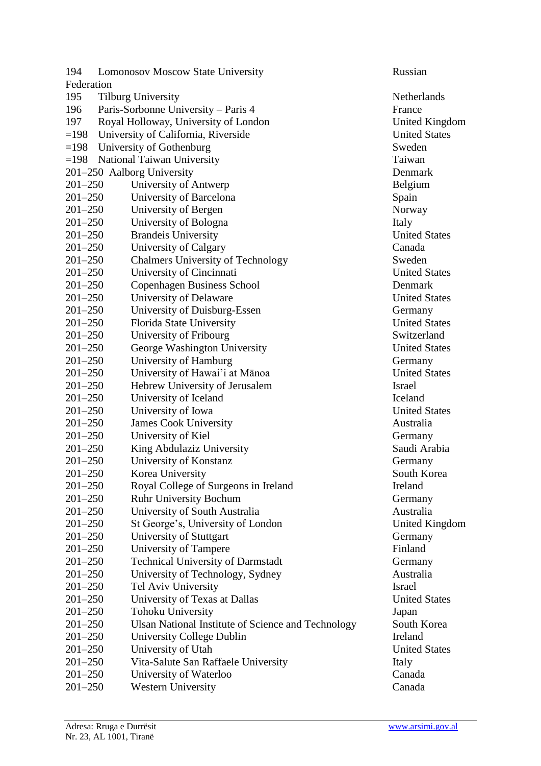| Rank | University | Country |
|---|---|---|
| 194 | Lomonosov Moscow State University | Russian Federation |
| 195 | Tilburg University | Netherlands |
| 196 | Paris-Sorbonne University – Paris 4 | France |
| 197 | Royal Holloway, University of London | United Kingdom |
| =198 | University of California, Riverside | United States |
| =198 | University of Gothenburg | Sweden |
| =198 | National Taiwan University | Taiwan |
| 201–250 | Aalborg University | Denmark |
| 201–250 | University of Antwerp | Belgium |
| 201–250 | University of Barcelona | Spain |
| 201–250 | University of Bergen | Norway |
| 201–250 | University of Bologna | Italy |
| 201–250 | Brandeis University | United States |
| 201–250 | University of Calgary | Canada |
| 201–250 | Chalmers University of Technology | Sweden |
| 201–250 | University of Cincinnati | United States |
| 201–250 | Copenhagen Business School | Denmark |
| 201–250 | University of Delaware | United States |
| 201–250 | University of Duisburg-Essen | Germany |
| 201–250 | Florida State University | United States |
| 201–250 | University of Fribourg | Switzerland |
| 201–250 | George Washington University | United States |
| 201–250 | University of Hamburg | Germany |
| 201–250 | University of Hawai'i at Mānoa | United States |
| 201–250 | Hebrew University of Jerusalem | Israel |
| 201–250 | University of Iceland | Iceland |
| 201–250 | University of Iowa | United States |
| 201–250 | James Cook University | Australia |
| 201–250 | University of Kiel | Germany |
| 201–250 | King Abdulaziz University | Saudi Arabia |
| 201–250 | University of Konstanz | Germany |
| 201–250 | Korea University | South Korea |
| 201–250 | Royal College of Surgeons in Ireland | Ireland |
| 201–250 | Ruhr University Bochum | Germany |
| 201–250 | University of South Australia | Australia |
| 201–250 | St George's, University of London | United Kingdom |
| 201–250 | University of Stuttgart | Germany |
| 201–250 | University of Tampere | Finland |
| 201–250 | Technical University of Darmstadt | Germany |
| 201–250 | University of Technology, Sydney | Australia |
| 201–250 | Tel Aviv University | Israel |
| 201–250 | University of Texas at Dallas | United States |
| 201–250 | Tohoku University | Japan |
| 201–250 | Ulsan National Institute of Science and Technology | South Korea |
| 201–250 | University College Dublin | Ireland |
| 201–250 | University of Utah | United States |
| 201–250 | Vita-Salute San Raffaele University | Italy |
| 201–250 | University of Waterloo | Canada |
| 201–250 | Western University | Canada |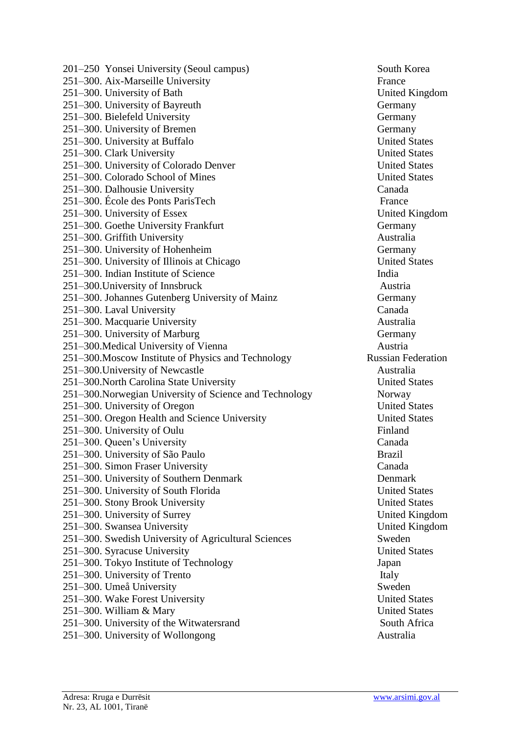| | |
|---|---|
| 201–250 Yonsei University (Seoul campus) | South Korea |
| 251–300. Aix-Marseille University | France |
| 251–300. University of Bath | United Kingdom |
| 251–300. University of Bayreuth | Germany |
| 251–300. Bielefeld University | Germany |
| 251–300. University of Bremen | Germany |
| 251–300. University at Buffalo | United States |
| 251–300. Clark University | United States |
| 251–300. University of Colorado Denver | United States |
| 251–300. Colorado School of Mines | United States |
| 251–300. Dalhousie University | Canada |
| 251–300. École des Ponts ParisTech | France |
| 251–300. University of Essex | United Kingdom |
| 251–300. Goethe University Frankfurt | Germany |
| 251–300. Griffith University | Australia |
| 251–300. University of Hohenheim | Germany |
| 251–300. University of Illinois at Chicago | United States |
| 251–300. Indian Institute of Science | India |
| 251–300.University of Innsbruck | Austria |
| 251–300. Johannes Gutenberg University of Mainz | Germany |
| 251–300. Laval University | Canada |
| 251–300. Macquarie University | Australia |
| 251–300. University of Marburg | Germany |
| 251–300.Medical University of Vienna | Austria |
| 251–300.Moscow Institute of Physics and Technology | Russian Federation |
| 251–300.University of Newcastle | Australia |
| 251–300.North Carolina State University | United States |
| 251–300.Norwegian University of Science and Technology | Norway |
| 251–300. University of Oregon | United States |
| 251–300. Oregon Health and Science University | United States |
| 251–300. University of Oulu | Finland |
| 251–300. Queen's University | Canada |
| 251–300. University of São Paulo | Brazil |
| 251–300. Simon Fraser University | Canada |
| 251–300. University of Southern Denmark | Denmark |
| 251–300. University of South Florida | United States |
| 251–300. Stony Brook University | United States |
| 251–300. University of Surrey | United Kingdom |
| 251–300. Swansea University | United Kingdom |
| 251–300. Swedish University of Agricultural Sciences | Sweden |
| 251–300. Syracuse University | United States |
| 251–300. Tokyo Institute of Technology | Japan |
| 251–300. University of Trento | Italy |
| 251–300. Umeå University | Sweden |
| 251–300. Wake Forest University | United States |
| 251–300. William & Mary | United States |
| 251–300. University of the Witwatersrand | South Africa |
| 251–300. University of Wollongong | Australia |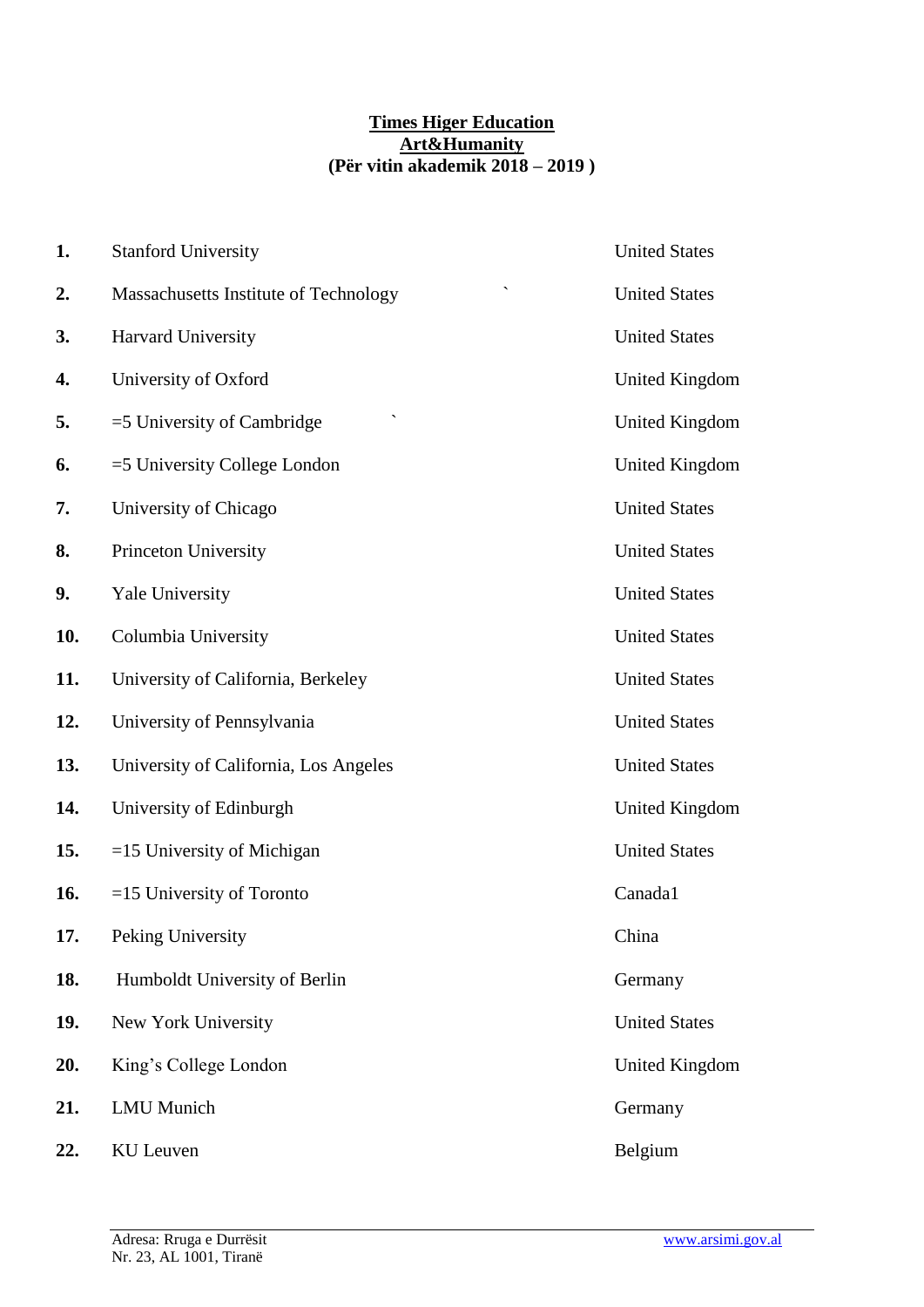**Times Higer Education**
**Art&Humanity**
**(Për vitin akademik 2018 – 2019 )**

| | | |
|---|---|---|
| **1.** | Stanford University | United States |
| **2.** | Massachusetts Institute of Technology ` | United States |
| **3.** | Harvard University | United States |
| **4.** | University of Oxford | United Kingdom |
| **5.** | =5 University of Cambridge ` | United Kingdom |
| **6.** | =5 University College London | United Kingdom |
| **7.** | University of Chicago | United States |
| **8.** | Princeton University | United States |
| **9.** | Yale University | United States |
| **10.** | Columbia University | United States |
| **11.** | University of California, Berkeley | United States |
| **12.** | University of Pennsylvania | United States |
| **13.** | University of California, Los Angeles | United States |
| **14.** | University of Edinburgh | United Kingdom |
| **15.** | =15 University of Michigan | United States |
| **16.** | =15 University of Toronto | Canada1 |
| **17.** | Peking University | China |
| **18.** | Humboldt University of Berlin | Germany |
| **19.** | New York University | United States |
| **20.** | King's College London | United Kingdom |
| **21.** | LMU Munich | Germany |
| **22.** | KU Leuven | Belgium |

Adresa: Rruga e Durrësit
Nr. 23, AL 1001, Tiranë
www.arsimi.gov.al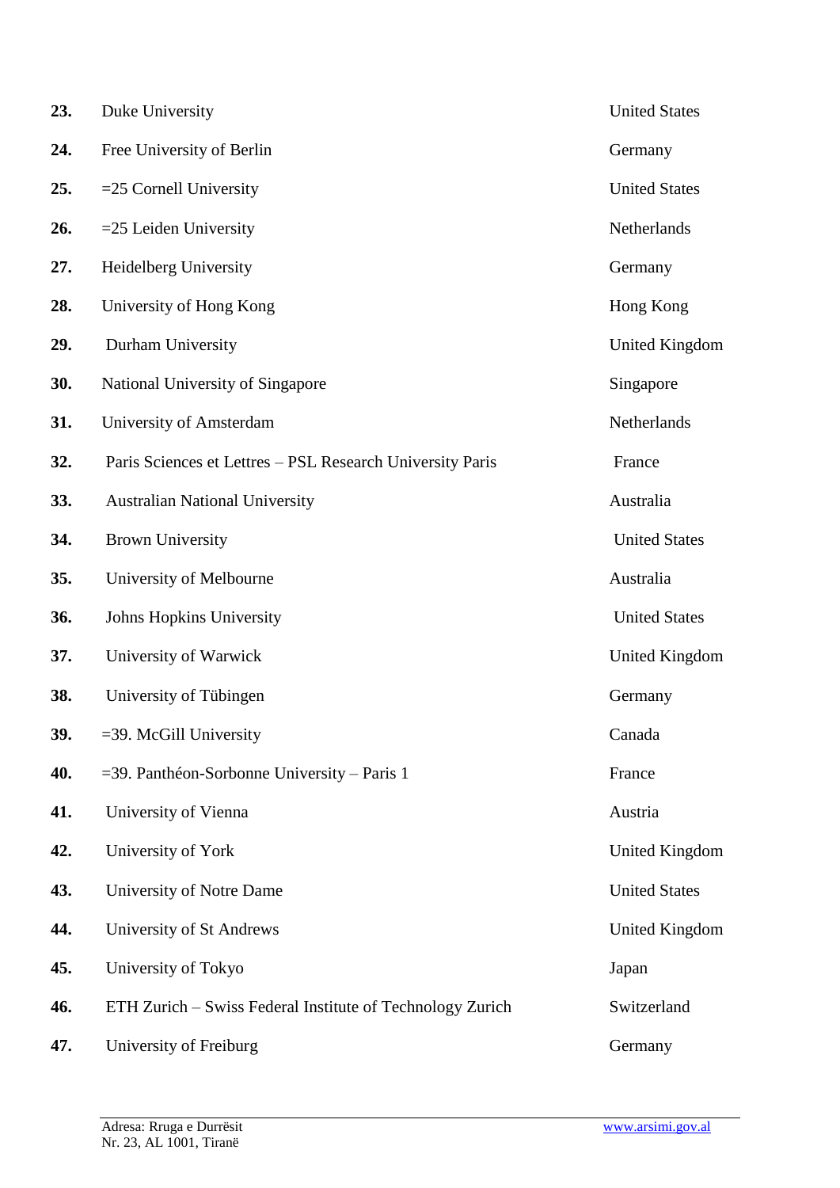| | | |
|---|---|---|
| **23.** | Duke University | United States |
| **24.** | Free University of Berlin | Germany |
| **25.** | =25 Cornell University | United States |
| **26.** | =25 Leiden University | Netherlands |
| **27.** | Heidelberg University | Germany |
| **28.** | University of Hong Kong | Hong Kong |
| **29.** | Durham University | United Kingdom |
| **30.** | National University of Singapore | Singapore |
| **31.** | University of Amsterdam | Netherlands |
| **32.** | Paris Sciences et Lettres – PSL Research University Paris | France |
| **33.** | Australian National University | Australia |
| **34.** | Brown University | United States |
| **35.** | University of Melbourne | Australia |
| **36.** | Johns Hopkins University | United States |
| **37.** | University of Warwick | United Kingdom |
| **38.** | University of Tübingen | Germany |
| **39.** | =39. McGill University | Canada |
| **40.** | =39. Panthéon-Sorbonne University – Paris 1 | France |
| **41.** | University of Vienna | Austria |
| **42.** | University of York | United Kingdom |
| **43.** | University of Notre Dame | United States |
| **44.** | University of St Andrews | United Kingdom |
| **45.** | University of Tokyo | Japan |
| **46.** | ETH Zurich – Swiss Federal Institute of Technology Zurich | Switzerland |
| **47.** | University of Freiburg | Germany |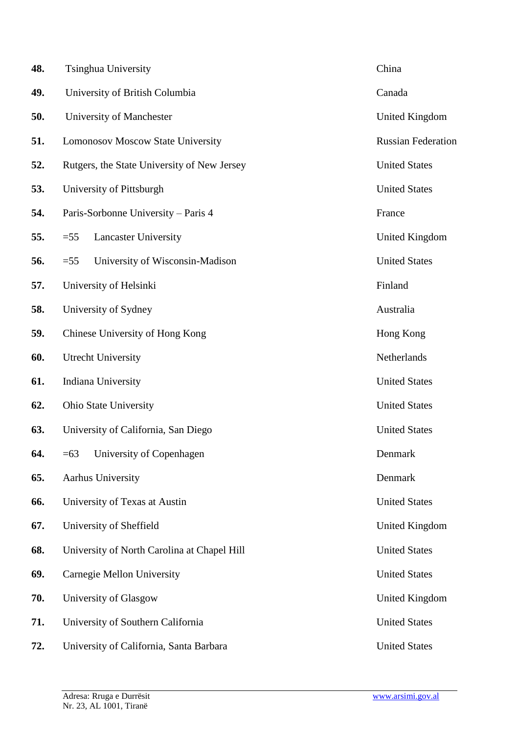| | | |
|---|---|---|
| **48.** | Tsinghua University | China |
| **49.** | University of British Columbia | Canada |
| **50.** | University of Manchester | United Kingdom |
| **51.** | Lomonosov Moscow State University | Russian Federation |
| **52.** | Rutgers, the State University of New Jersey | United States |
| **53.** | University of Pittsburgh | United States |
| **54.** | Paris-Sorbonne University – Paris 4 | France |
| **55.** | =55 Lancaster University | United Kingdom |
| **56.** | =55 University of Wisconsin-Madison | United States |
| **57.** | University of Helsinki | Finland |
| **58.** | University of Sydney | Australia |
| **59.** | Chinese University of Hong Kong | Hong Kong |
| **60.** | Utrecht University | Netherlands |
| **61.** | Indiana University | United States |
| **62.** | Ohio State University | United States |
| **63.** | University of California, San Diego | United States |
| **64.** | =63 University of Copenhagen | Denmark |
| **65.** | Aarhus University | Denmark |
| **66.** | University of Texas at Austin | United States |
| **67.** | University of Sheffield | United Kingdom |
| **68.** | University of North Carolina at Chapel Hill | United States |
| **69.** | Carnegie Mellon University | United States |
| **70.** | University of Glasgow | United Kingdom |
| **71.** | University of Southern California | United States |
| **72.** | University of California, Santa Barbara | United States |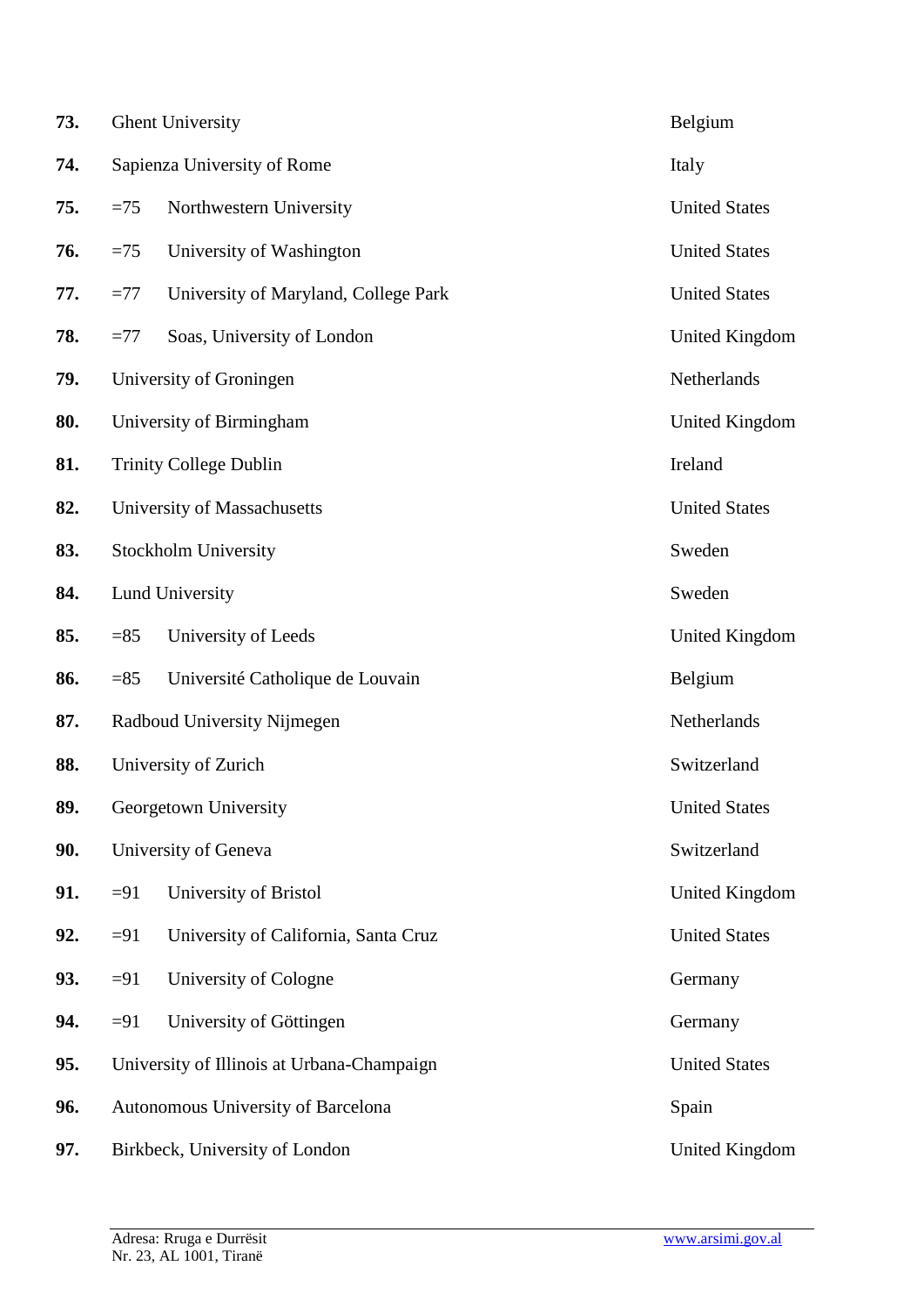| | | | |
|---|---|---|---|
| **73.** | Ghent University | | Belgium |
| **74.** | Sapienza University of Rome | | Italy |
| **75.** | =75 | Northwestern University | United States |
| **76.** | =75 | University of Washington | United States |
| **77.** | =77 | University of Maryland, College Park | United States |
| **78.** | =77 | Soas, University of London | United Kingdom |
| **79.** | University of Groningen | | Netherlands |
| **80.** | University of Birmingham | | United Kingdom |
| **81.** | Trinity College Dublin | | Ireland |
| **82.** | University of Massachusetts | | United States |
| **83.** | Stockholm University | | Sweden |
| **84.** | Lund University | | Sweden |
| **85.** | =85 | University of Leeds | United Kingdom |
| **86.** | =85 | Université Catholique de Louvain | Belgium |
| **87.** | Radboud University Nijmegen | | Netherlands |
| **88.** | University of Zurich | | Switzerland |
| **89.** | Georgetown University | | United States |
| **90.** | University of Geneva | | Switzerland |
| **91.** | =91 | University of Bristol | United Kingdom |
| **92.** | =91 | University of California, Santa Cruz | United States |
| **93.** | =91 | University of Cologne | Germany |
| **94.** | =91 | University of Göttingen | Germany |
| **95.** | University of Illinois at Urbana-Champaign | | United States |
| **96.** | Autonomous University of Barcelona | | Spain |
| **97.** | Birkbeck, University of London | | United Kingdom |

Adresa: Rruga e Durrësit
Nr. 23, AL 1001, Tiranë

www.arsimi.gov.al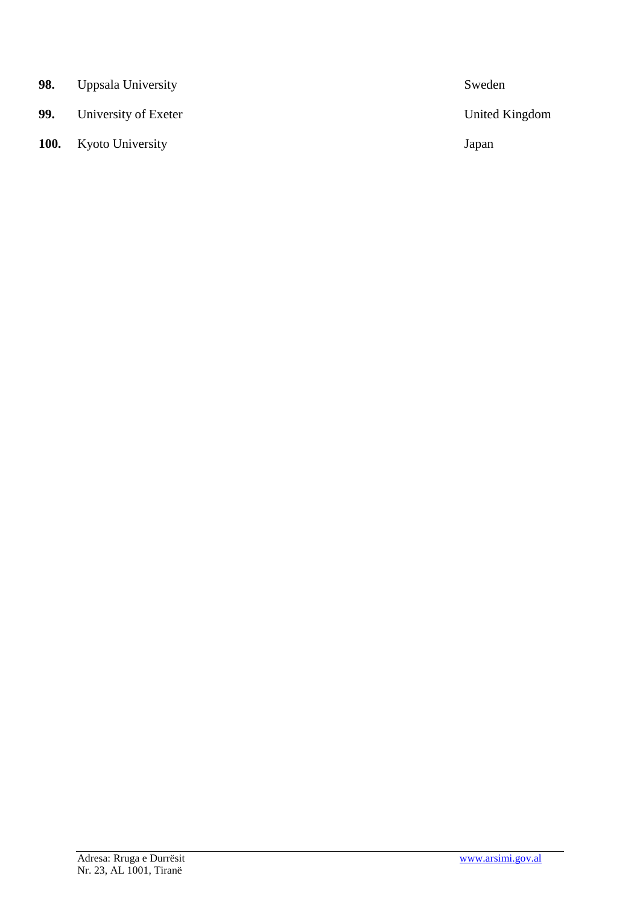| | | |
|---|---|---|
| **98.** | Uppsala University | Sweden |
| **99.** | University of Exeter | United Kingdom |
| **100.** | Kyoto University | Japan |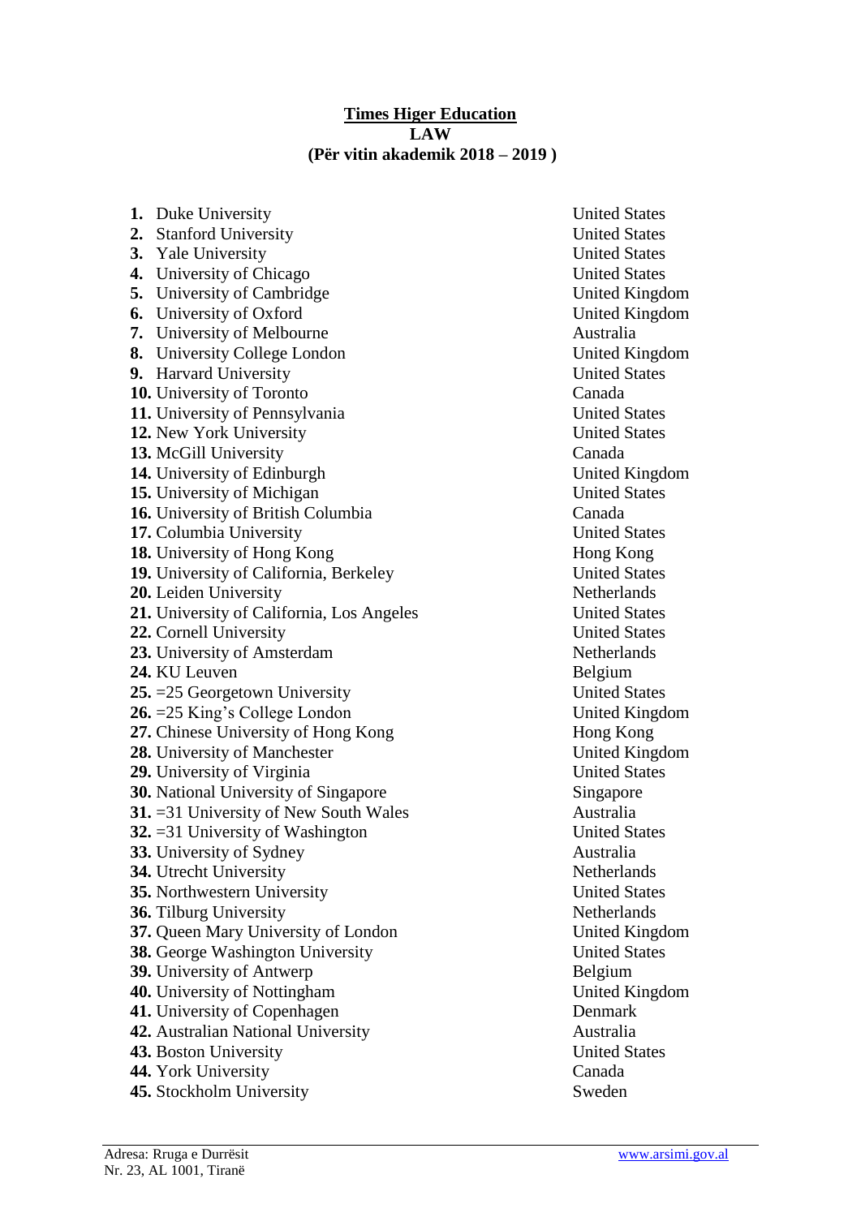**Times Higer Education**
**LAW**
**(Për vitin akademik 2018 – 2019 )**

| | | |
|---|---|---|
| **1.** | Duke University | United States |
| **2.** | Stanford University | United States |
| **3.** | Yale University | United States |
| **4.** | University of Chicago | United States |
| **5.** | University of Cambridge | United Kingdom |
| **6.** | University of Oxford | United Kingdom |
| **7.** | University of Melbourne | Australia |
| **8.** | University College London | United Kingdom |
| **9.** | Harvard University | United States |
| **10.** | University of Toronto | Canada |
| **11.** | University of Pennsylvania | United States |
| **12.** | New York University | United States |
| **13.** | McGill University | Canada |
| **14.** | University of Edinburgh | United Kingdom |
| **15.** | University of Michigan | United States |
| **16.** | University of British Columbia | Canada |
| **17.** | Columbia University | United States |
| **18.** | University of Hong Kong | Hong Kong |
| **19.** | University of California, Berkeley | United States |
| **20.** | Leiden University | Netherlands |
| **21.** | University of California, Los Angeles | United States |
| **22.** | Cornell University | United States |
| **23.** | University of Amsterdam | Netherlands |
| **24.** | KU Leuven | Belgium |
| **25.** | =25 Georgetown University | United States |
| **26.** | =25 King's College London | United Kingdom |
| **27.** | Chinese University of Hong Kong | Hong Kong |
| **28.** | University of Manchester | United Kingdom |
| **29.** | University of Virginia | United States |
| **30.** | National University of Singapore | Singapore |
| **31.** | =31 University of New South Wales | Australia |
| **32.** | =31 University of Washington | United States |
| **33.** | University of Sydney | Australia |
| **34.** | Utrecht University | Netherlands |
| **35.** | Northwestern University | United States |
| **36.** | Tilburg University | Netherlands |
| **37.** | Queen Mary University of London | United Kingdom |
| **38.** | George Washington University | United States |
| **39.** | University of Antwerp | Belgium |
| **40.** | University of Nottingham | United Kingdom |
| **41.** | University of Copenhagen | Denmark |
| **42.** | Australian National University | Australia |
| **43.** | Boston University | United States |
| **44.** | York University | Canada |
| **45.** | Stockholm University | Sweden |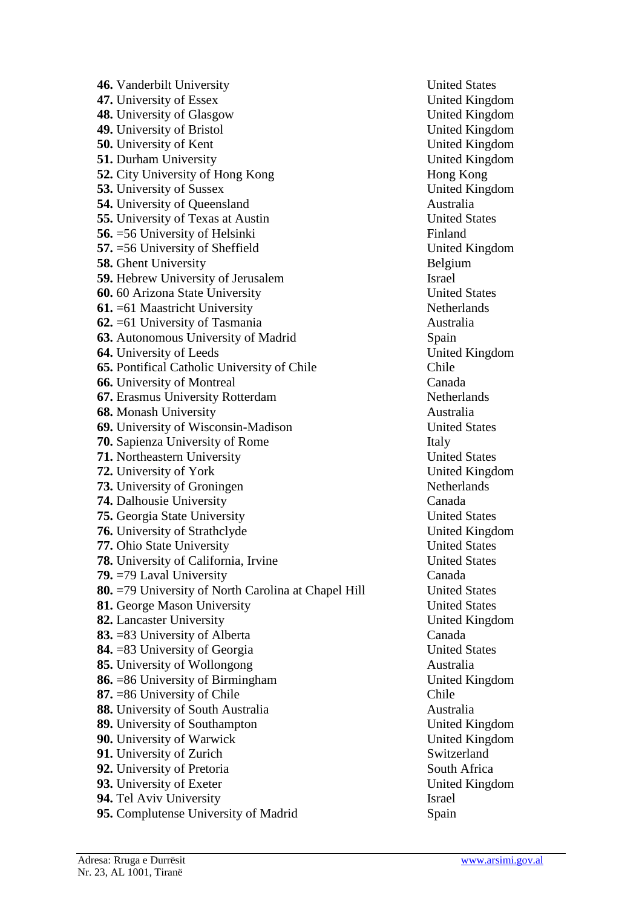**46.** Vanderbilt University United States
**47.** University of Essex United Kingdom
**48.** University of Glasgow United Kingdom
**49.** University of Bristol United Kingdom
**50.** University of Kent United Kingdom
**51.** Durham University United Kingdom
**52.** City University of Hong Kong Hong Kong
**53.** University of Sussex United Kingdom
**54.** University of Queensland Australia
**55.** University of Texas at Austin United States
**56.** =56 University of Helsinki Finland
**57.** =56 University of Sheffield United Kingdom
**58.** Ghent University Belgium
**59.** Hebrew University of Jerusalem Israel
**60.** 60 Arizona State University United States
**61.** =61 Maastricht University Netherlands
**62.** =61 University of Tasmania Australia
**63.** Autonomous University of Madrid Spain
**64.** University of Leeds United Kingdom
**65.** Pontifical Catholic University of Chile Chile
**66.** University of Montreal Canada
**67.** Erasmus University Rotterdam Netherlands
**68.** Monash University Australia
**69.** University of Wisconsin-Madison United States
**70.** Sapienza University of Rome Italy
**71.** Northeastern University United States
**72.** University of York United Kingdom
**73.** University of Groningen Netherlands
**74.** Dalhousie University Canada
**75.** Georgia State University United States
**76.** University of Strathclyde United Kingdom
**77.** Ohio State University United States
**78.** University of California, Irvine United States
**79.** =79 Laval University Canada
**80.** =79 University of North Carolina at Chapel Hill United States
**81.** George Mason University United States
**82.** Lancaster University United Kingdom
**83.** =83 University of Alberta Canada
**84.** =83 University of Georgia United States
**85.** University of Wollongong Australia
**86.** =86 University of Birmingham United Kingdom
**87.** =86 University of Chile Chile
**88.** University of South Australia Australia
**89.** University of Southampton United Kingdom
**90.** University of Warwick United Kingdom
**91.** University of Zurich Switzerland
**92.** University of Pretoria South Africa
**93.** University of Exeter United Kingdom
**94.** Tel Aviv University Israel
**95.** Complutense University of Madrid Spain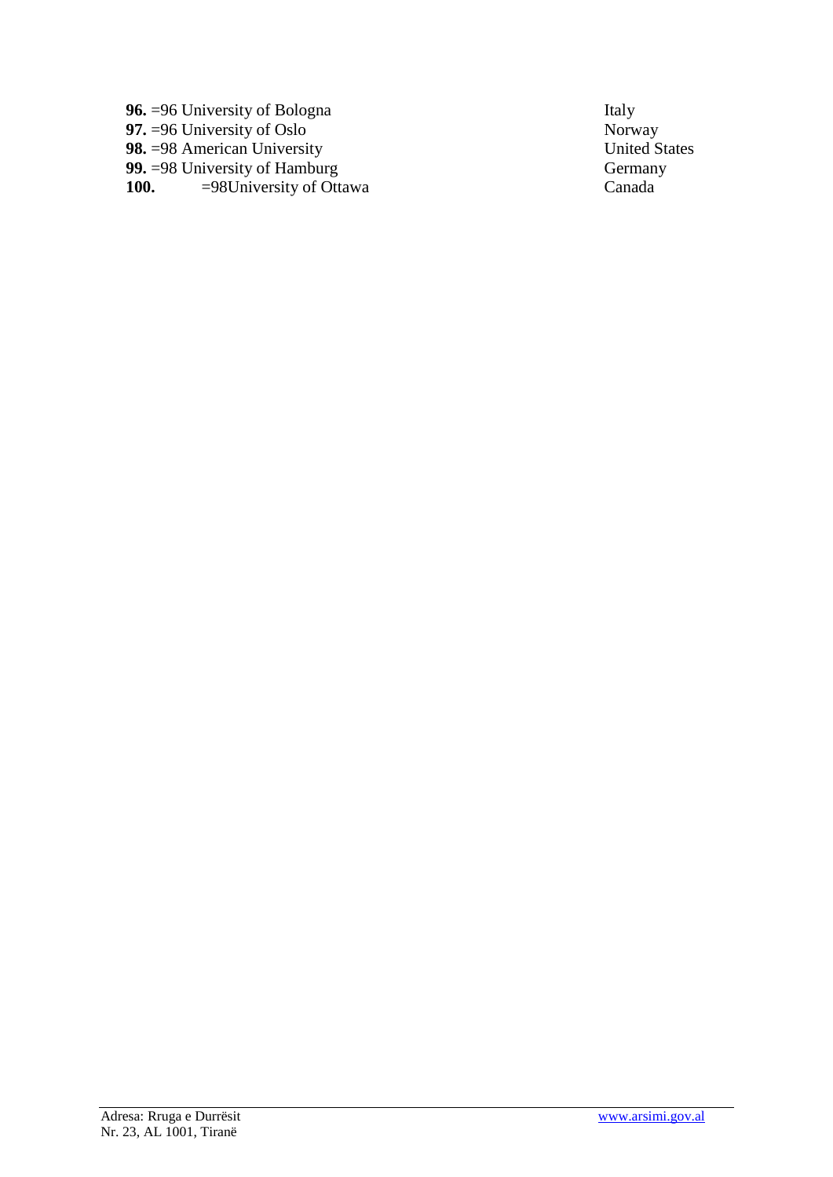**96.** =96 University of Bologna Italy
**97.** =96 University of Oslo Norway
**98.** =98 American University United States
**99.** =98 University of Hamburg Germany
**100.** =98University of Ottawa Canada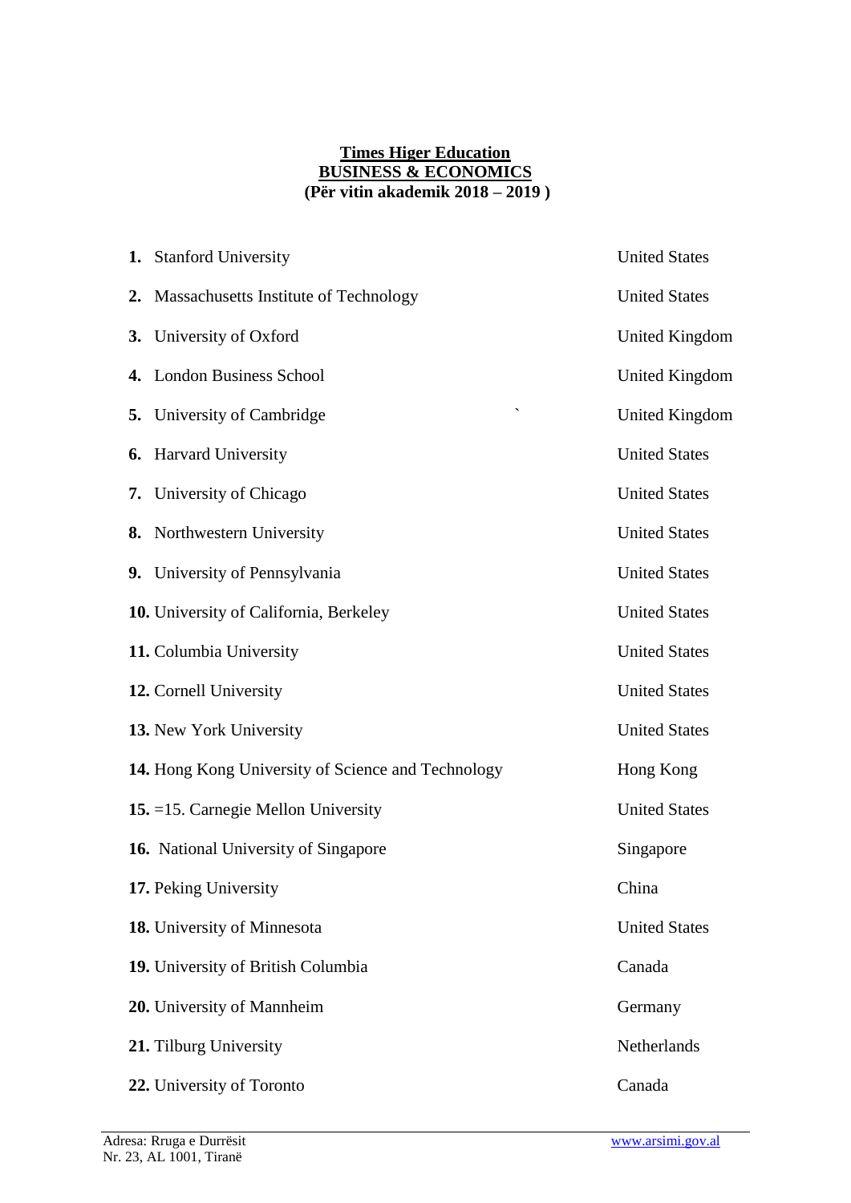**Times Higer Education**
**BUSINESS & ECONOMICS**
**(Për vitin akademik 2018 – 2019 )**

| | |
|---|---|
| **1.** Stanford University | United States |
| **2.** Massachusetts Institute of Technology | United States |
| **3.** University of Oxford | United Kingdom |
| **4.** London Business School | United Kingdom |
| **5.** University of Cambridge | United Kingdom |
| **6.** Harvard University | United States |
| **7.** University of Chicago | United States |
| **8.** Northwestern University | United States |
| **9.** University of Pennsylvania | United States |
| **10.** University of California, Berkeley | United States |
| **11.** Columbia University | United States |
| **12.** Cornell University | United States |
| **13.** New York University | United States |
| **14.** Hong Kong University of Science and Technology | Hong Kong |
| **15.** =15. Carnegie Mellon University | United States |
| **16.** National University of Singapore | Singapore |
| **17.** Peking University | China |
| **18.** University of Minnesota | United States |
| **19.** University of British Columbia | Canada |
| **20.** University of Mannheim | Germany |
| **21.** Tilburg University | Netherlands |
| **22.** University of Toronto | Canada |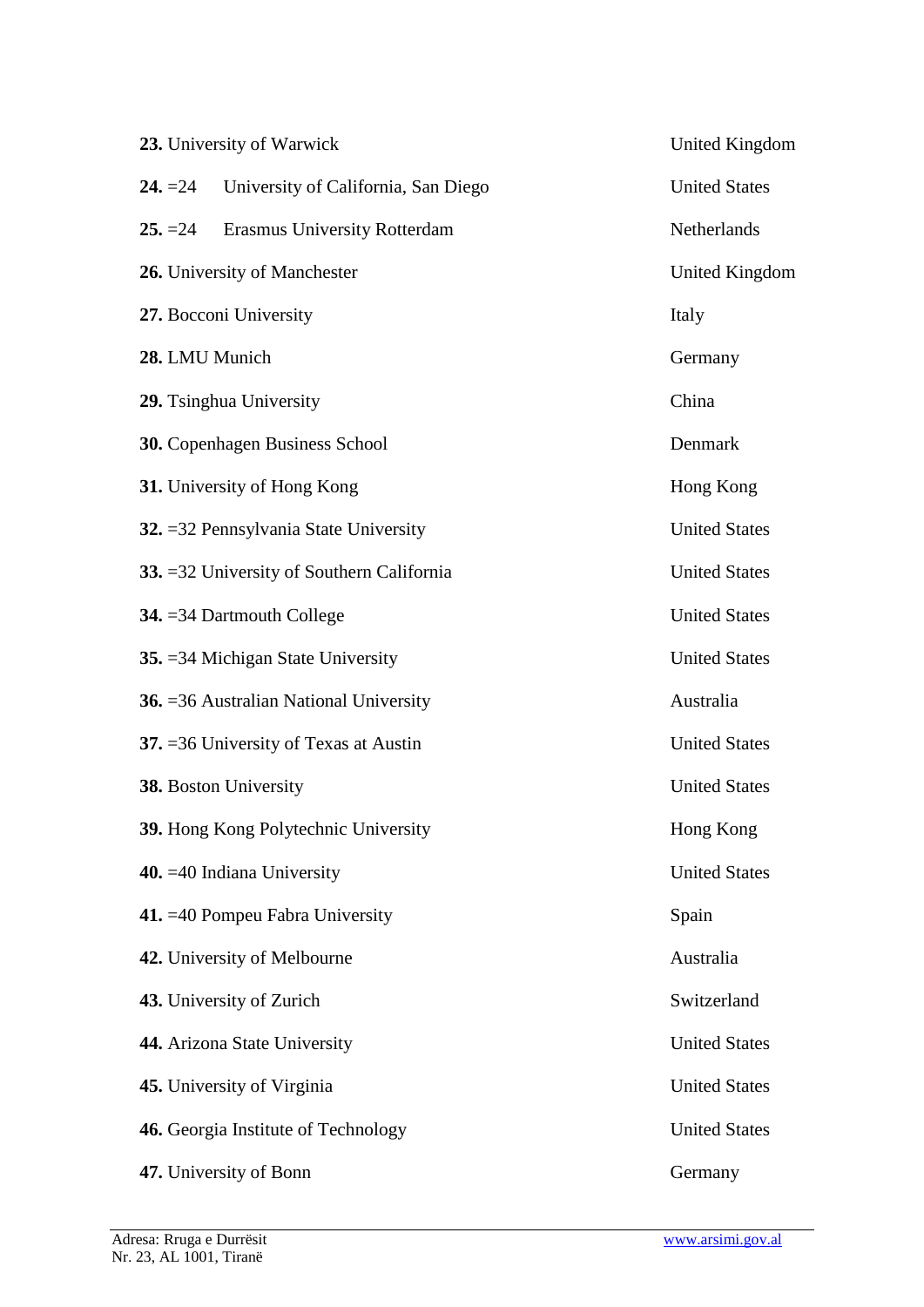**23.** University of Warwick United Kingdom

**24.** =24 University of California, San Diego United States

**25.** =24 Erasmus University Rotterdam Netherlands

**26.** University of Manchester United Kingdom

**27.** Bocconi University Italy

**28.** LMU Munich Germany

**29.** Tsinghua University China

**30.** Copenhagen Business School Denmark

**31.** University of Hong Kong Hong Kong

**32.** =32 Pennsylvania State University United States

**33.** =32 University of Southern California United States

**34.** =34 Dartmouth College United States

**35.** =34 Michigan State University United States

**36.** =36 Australian National University Australia

**37.** =36 University of Texas at Austin United States

**38.** Boston University United States

**39.** Hong Kong Polytechnic University Hong Kong

**40.** =40 Indiana University United States

**41.** =40 Pompeu Fabra University Spain

**42.** University of Melbourne Australia

**43.** University of Zurich Switzerland

**44.** Arizona State University United States

**45.** University of Virginia United States

**46.** Georgia Institute of Technology United States

**47.** University of Bonn Germany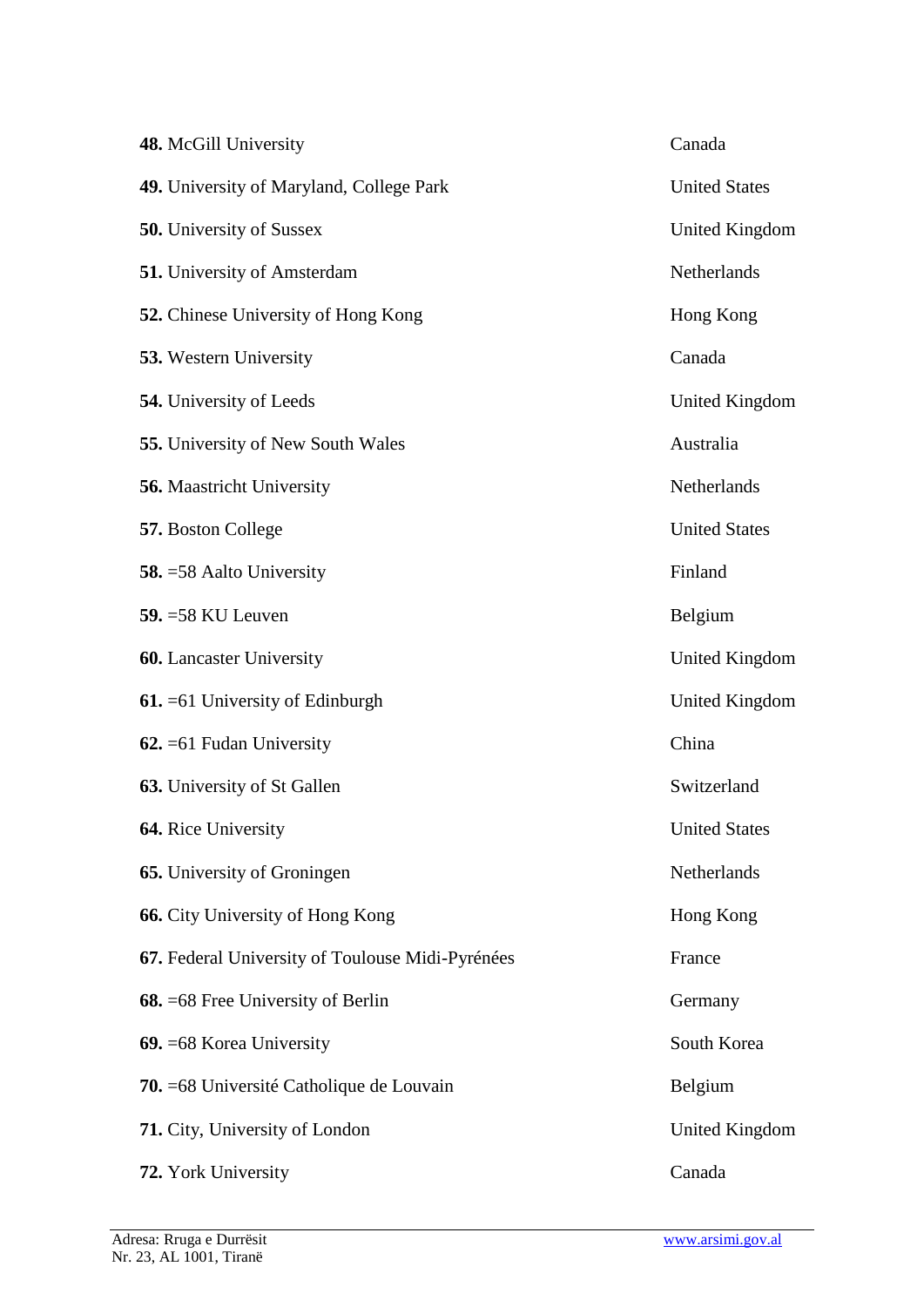| | |
|---|---|
| **48.** McGill University | Canada |
| **49.** University of Maryland, College Park | United States |
| **50.** University of Sussex | United Kingdom |
| **51.** University of Amsterdam | Netherlands |
| **52.** Chinese University of Hong Kong | Hong Kong |
| **53.** Western University | Canada |
| **54.** University of Leeds | United Kingdom |
| **55.** University of New South Wales | Australia |
| **56.** Maastricht University | Netherlands |
| **57.** Boston College | United States |
| **58.** =58 Aalto University | Finland |
| **59.** =58 KU Leuven | Belgium |
| **60.** Lancaster University | United Kingdom |
| **61.** =61 University of Edinburgh | United Kingdom |
| **62.** =61 Fudan University | China |
| **63.** University of St Gallen | Switzerland |
| **64.** Rice University | United States |
| **65.** University of Groningen | Netherlands |
| **66.** City University of Hong Kong | Hong Kong |
| **67.** Federal University of Toulouse Midi-Pyrénées | France |
| **68.** =68 Free University of Berlin | Germany |
| **69.** =68 Korea University | South Korea |
| **70.** =68 Université Catholique de Louvain | Belgium |
| **71.** City, University of London | United Kingdom |
| **72.** York University | Canada |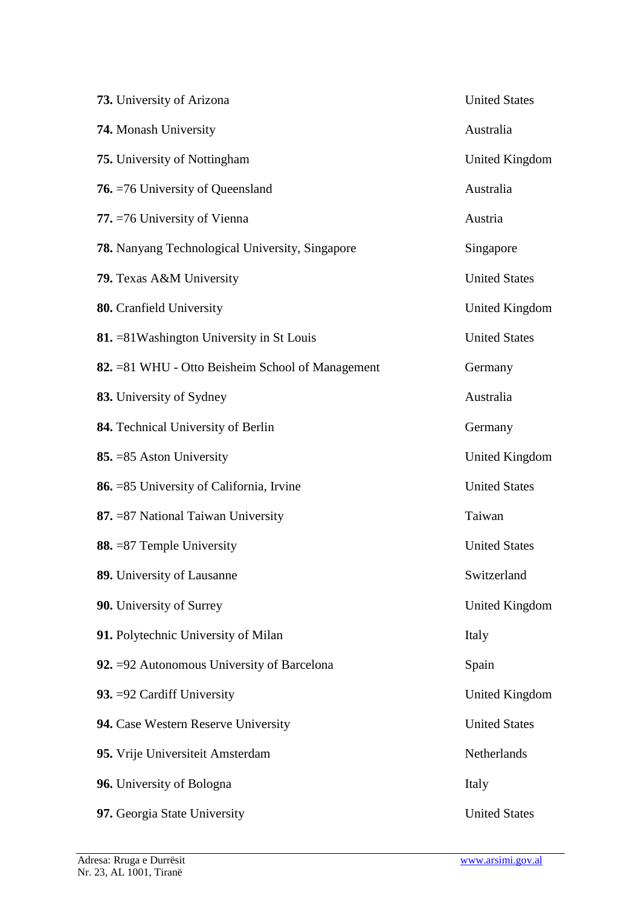| | |
|---|---|
| **73.** University of Arizona | United States |
| **74.** Monash University | Australia |
| **75.** University of Nottingham | United Kingdom |
| **76.** =76 University of Queensland | Australia |
| **77.** =76 University of Vienna | Austria |
| **78.** Nanyang Technological University, Singapore | Singapore |
| **79.** Texas A&M University | United States |
| **80.** Cranfield University | United Kingdom |
| **81.** =81Washington University in St Louis | United States |
| **82.** =81 WHU - Otto Beisheim School of Management | Germany |
| **83.** University of Sydney | Australia |
| **84.** Technical University of Berlin | Germany |
| **85.** =85 Aston University | United Kingdom |
| **86.** =85 University of California, Irvine | United States |
| **87.** =87 National Taiwan University | Taiwan |
| **88.** =87 Temple University | United States |
| **89.** University of Lausanne | Switzerland |
| **90.** University of Surrey | United Kingdom |
| **91.** Polytechnic University of Milan | Italy |
| **92.** =92 Autonomous University of Barcelona | Spain |
| **93.** =92 Cardiff University | United Kingdom |
| **94.** Case Western Reserve University | United States |
| **95.** Vrije Universiteit Amsterdam | Netherlands |
| **96.** University of Bologna | Italy |
| **97.** Georgia State University | United States |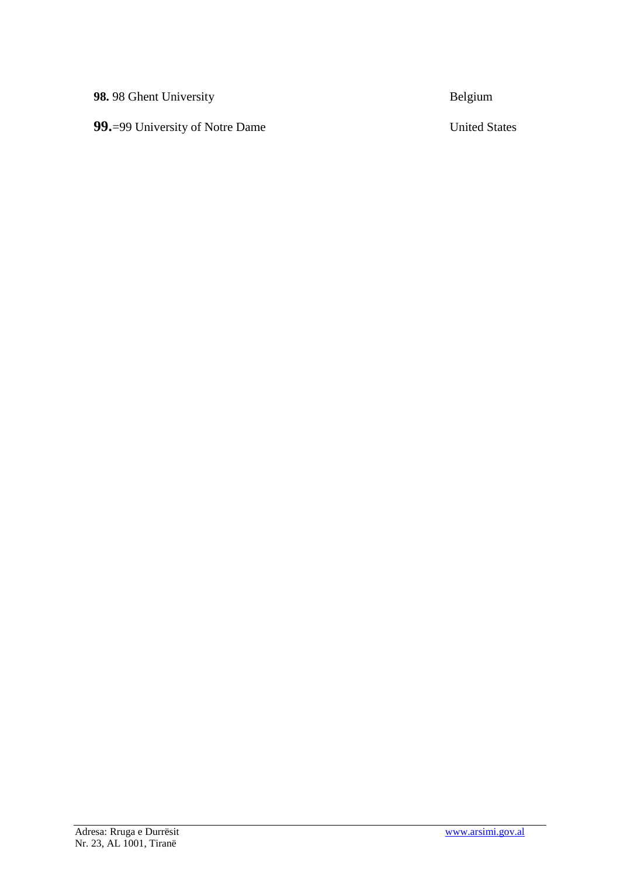**98.** 98 Ghent University Belgium

**99.**=99 University of Notre Dame United States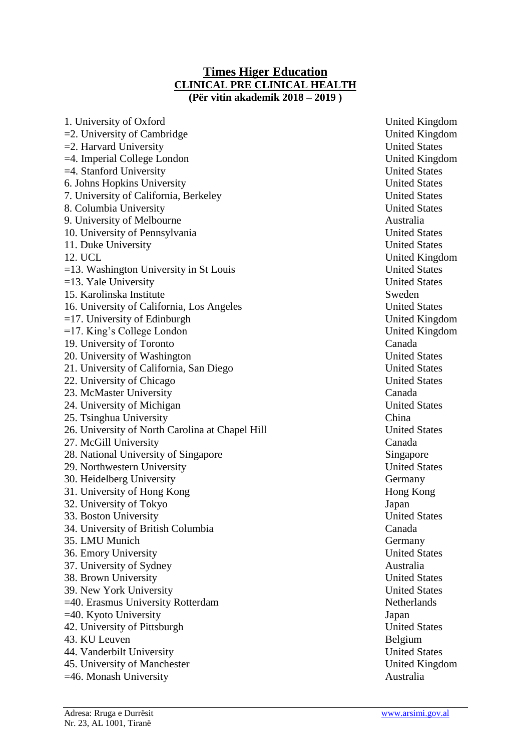# Times Higer Education

## CLINICAL PRE CLINICAL HEALTH

### (Për vitin akademik 2018 – 2019 )

| | |
|---|---|
| 1. University of Oxford | United Kingdom |
| =2. University of Cambridge | United Kingdom |
| =2. Harvard University | United States |
| =4. Imperial College London | United Kingdom |
| =4. Stanford University | United States |
| 6. Johns Hopkins University | United States |
| 7. University of California, Berkeley | United States |
| 8. Columbia University | United States |
| 9. University of Melbourne | Australia |
| 10. University of Pennsylvania | United States |
| 11. Duke University | United States |
| 12. UCL | United Kingdom |
| =13. Washington University in St Louis | United States |
| =13. Yale University | United States |
| 15. Karolinska Institute | Sweden |
| 16. University of California, Los Angeles | United States |
| =17. University of Edinburgh | United Kingdom |
| =17. King's College London | United Kingdom |
| 19. University of Toronto | Canada |
| 20. University of Washington | United States |
| 21. University of California, San Diego | United States |
| 22. University of Chicago | United States |
| 23. McMaster University | Canada |
| 24. University of Michigan | United States |
| 25. Tsinghua University | China |
| 26. University of North Carolina at Chapel Hill | United States |
| 27. McGill University | Canada |
| 28. National University of Singapore | Singapore |
| 29. Northwestern University | United States |
| 30. Heidelberg University | Germany |
| 31. University of Hong Kong | Hong Kong |
| 32. University of Tokyo | Japan |
| 33. Boston University | United States |
| 34. University of British Columbia | Canada |
| 35. LMU Munich | Germany |
| 36. Emory University | United States |
| 37. University of Sydney | Australia |
| 38. Brown University | United States |
| 39. New York University | United States |
| =40. Erasmus University Rotterdam | Netherlands |
| =40. Kyoto University | Japan |
| 42. University of Pittsburgh | United States |
| 43. KU Leuven | Belgium |
| 44. Vanderbilt University | United States |
| 45. University of Manchester | United Kingdom |
| =46. Monash University | Australia |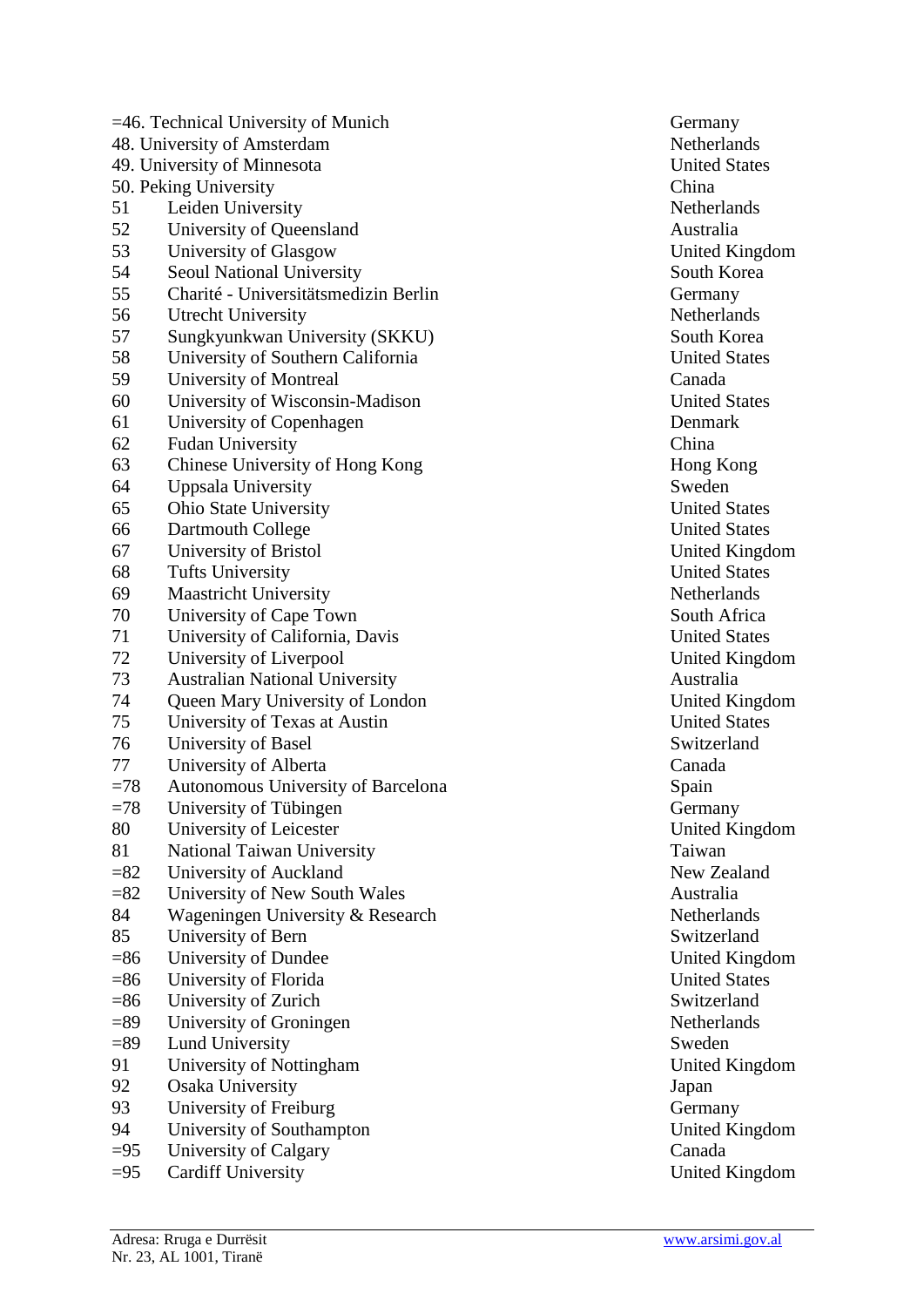| | | |
|---|---|---|
| =46. | Technical University of Munich | Germany |
| 48. | University of Amsterdam | Netherlands |
| 49. | University of Minnesota | United States |
| 50. | Peking University | China |
| 51 | Leiden University | Netherlands |
| 52 | University of Queensland | Australia |
| 53 | University of Glasgow | United Kingdom |
| 54 | Seoul National University | South Korea |
| 55 | Charité - Universitätsmedizin Berlin | Germany |
| 56 | Utrecht University | Netherlands |
| 57 | Sungkyunkwan University (SKKU) | South Korea |
| 58 | University of Southern California | United States |
| 59 | University of Montreal | Canada |
| 60 | University of Wisconsin-Madison | United States |
| 61 | University of Copenhagen | Denmark |
| 62 | Fudan University | China |
| 63 | Chinese University of Hong Kong | Hong Kong |
| 64 | Uppsala University | Sweden |
| 65 | Ohio State University | United States |
| 66 | Dartmouth College | United States |
| 67 | University of Bristol | United Kingdom |
| 68 | Tufts University | United States |
| 69 | Maastricht University | Netherlands |
| 70 | University of Cape Town | South Africa |
| 71 | University of California, Davis | United States |
| 72 | University of Liverpool | United Kingdom |
| 73 | Australian National University | Australia |
| 74 | Queen Mary University of London | United Kingdom |
| 75 | University of Texas at Austin | United States |
| 76 | University of Basel | Switzerland |
| 77 | University of Alberta | Canada |
| =78 | Autonomous University of Barcelona | Spain |
| =78 | University of Tübingen | Germany |
| 80 | University of Leicester | United Kingdom |
| 81 | National Taiwan University | Taiwan |
| =82 | University of Auckland | New Zealand |
| =82 | University of New South Wales | Australia |
| 84 | Wageningen University & Research | Netherlands |
| 85 | University of Bern | Switzerland |
| =86 | University of Dundee | United Kingdom |
| =86 | University of Florida | United States |
| =86 | University of Zurich | Switzerland |
| =89 | University of Groningen | Netherlands |
| =89 | Lund University | Sweden |
| 91 | University of Nottingham | United Kingdom |
| 92 | Osaka University | Japan |
| 93 | University of Freiburg | Germany |
| 94 | University of Southampton | United Kingdom |
| =95 | University of Calgary | Canada |
| =95 | Cardiff University | United Kingdom |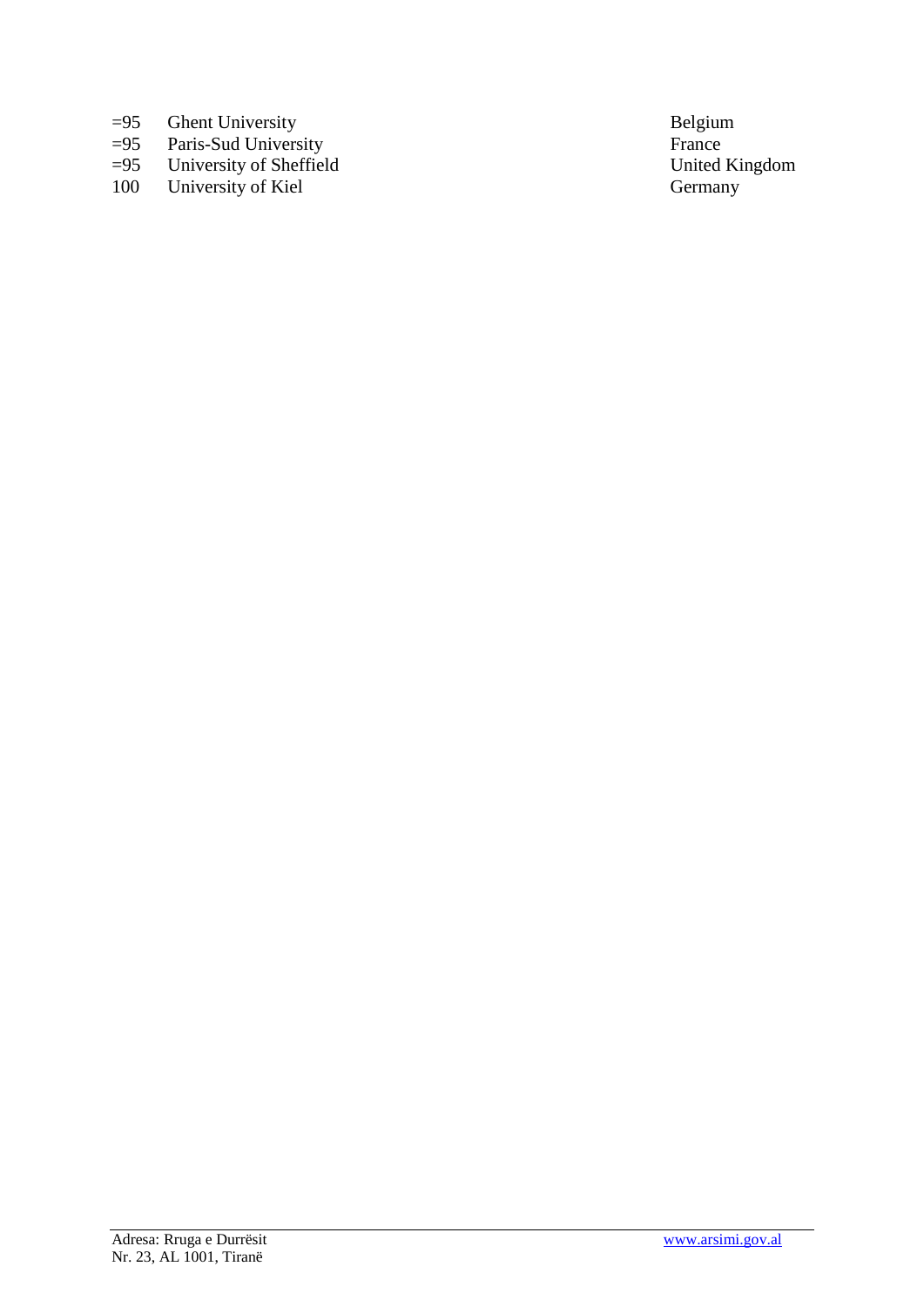| | | |
|---|---|---|
| =95 | Ghent University | Belgium |
| =95 | Paris-Sud University | France |
| =95 | University of Sheffield | United Kingdom |
| 100 | University of Kiel | Germany |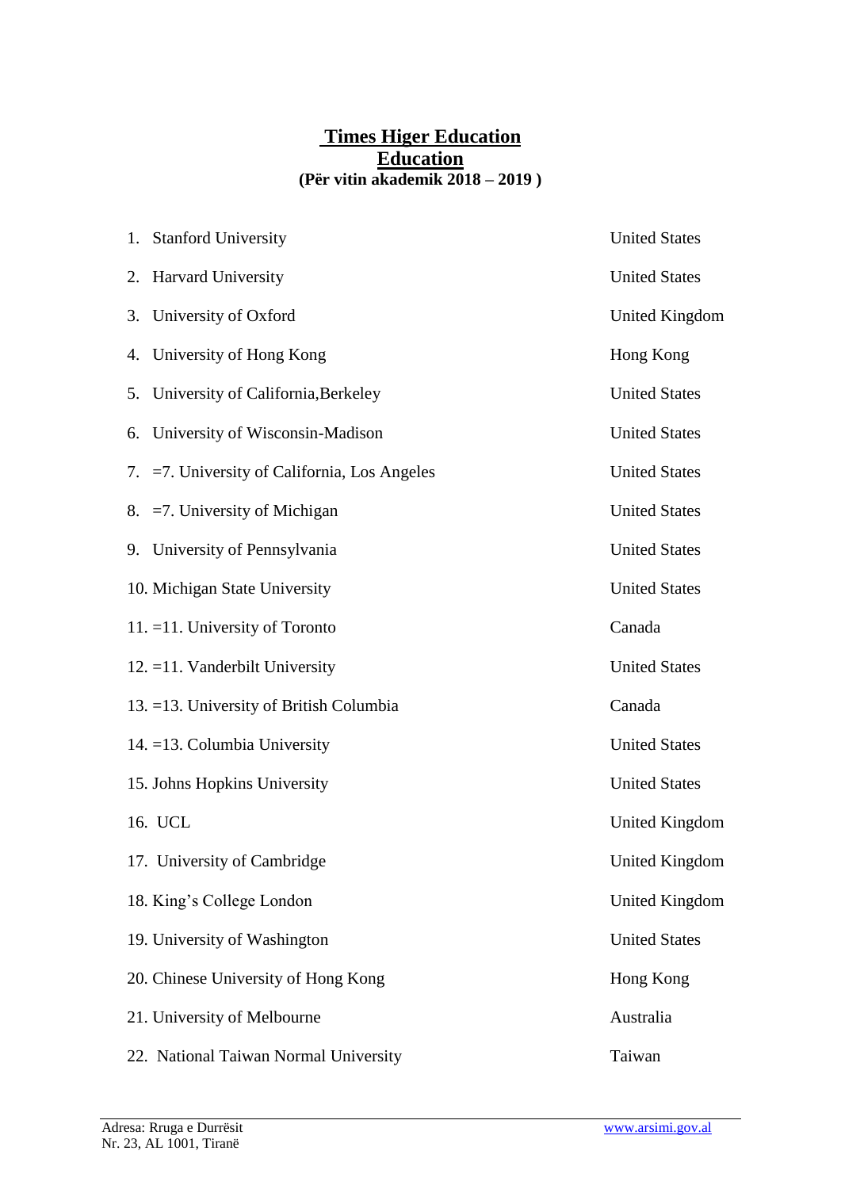**Times Higer Education**
**Education**
**(Për vitin akademik 2018 – 2019 )**

| | |
|---|---|
| 1. Stanford University | United States |
| 2. Harvard University | United States |
| 3. University of Oxford | United Kingdom |
| 4. University of Hong Kong | Hong Kong |
| 5. University of California,Berkeley | United States |
| 6. University of Wisconsin-Madison | United States |
| 7. =7. University of California, Los Angeles | United States |
| 8. =7. University of Michigan | United States |
| 9. University of Pennsylvania | United States |
| 10. Michigan State University | United States |
| 11. =11. University of Toronto | Canada |
| 12. =11. Vanderbilt University | United States |
| 13. =13. University of British Columbia | Canada |
| 14. =13. Columbia University | United States |
| 15. Johns Hopkins University | United States |
| 16. UCL | United Kingdom |
| 17. University of Cambridge | United Kingdom |
| 18. King's College London | United Kingdom |
| 19. University of Washington | United States |
| 20. Chinese University of Hong Kong | Hong Kong |
| 21. University of Melbourne | Australia |
| 22. National Taiwan Normal University | Taiwan |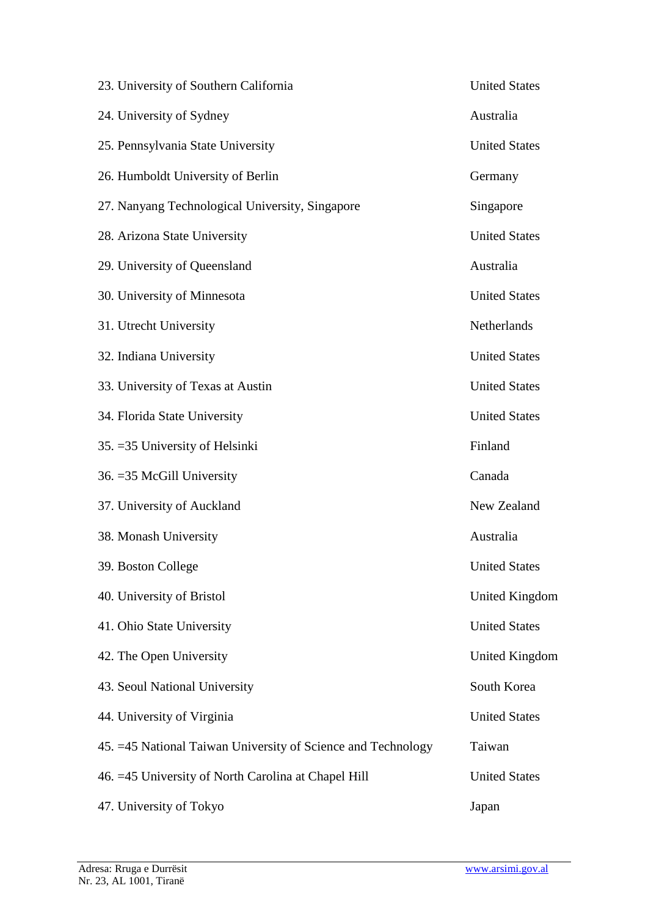| | |
|---|---|
| 23. University of Southern California | United States |
| 24. University of Sydney | Australia |
| 25. Pennsylvania State University | United States |
| 26. Humboldt University of Berlin | Germany |
| 27. Nanyang Technological University, Singapore | Singapore |
| 28. Arizona State University | United States |
| 29. University of Queensland | Australia |
| 30. University of Minnesota | United States |
| 31. Utrecht University | Netherlands |
| 32. Indiana University | United States |
| 33. University of Texas at Austin | United States |
| 34. Florida State University | United States |
| 35. =35 University of Helsinki | Finland |
| 36. =35 McGill University | Canada |
| 37. University of Auckland | New Zealand |
| 38. Monash University | Australia |
| 39. Boston College | United States |
| 40. University of Bristol | United Kingdom |
| 41. Ohio State University | United States |
| 42. The Open University | United Kingdom |
| 43. Seoul National University | South Korea |
| 44. University of Virginia | United States |
| 45. =45 National Taiwan University of Science and Technology | Taiwan |
| 46. =45 University of North Carolina at Chapel Hill | United States |
| 47. University of Tokyo | Japan |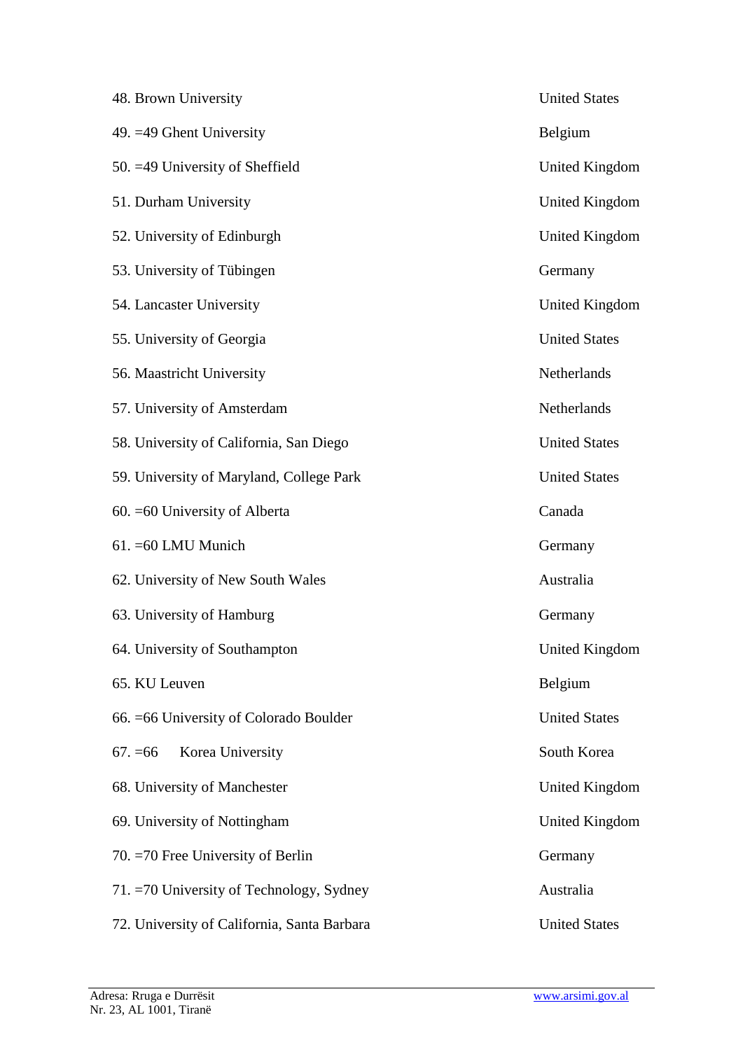| | |
|---|---|
| 48. Brown University | United States |
| 49. =49 Ghent University | Belgium |
| 50. =49 University of Sheffield | United Kingdom |
| 51. Durham University | United Kingdom |
| 52. University of Edinburgh | United Kingdom |
| 53. University of Tübingen | Germany |
| 54. Lancaster University | United Kingdom |
| 55. University of Georgia | United States |
| 56. Maastricht University | Netherlands |
| 57. University of Amsterdam | Netherlands |
| 58. University of California, San Diego | United States |
| 59. University of Maryland, College Park | United States |
| 60. =60 University of Alberta | Canada |
| 61. =60 LMU Munich | Germany |
| 62. University of New South Wales | Australia |
| 63. University of Hamburg | Germany |
| 64. University of Southampton | United Kingdom |
| 65. KU Leuven | Belgium |
| 66. =66 University of Colorado Boulder | United States |
| 67. =66 Korea University | South Korea |
| 68. University of Manchester | United Kingdom |
| 69. University of Nottingham | United Kingdom |
| 70. =70 Free University of Berlin | Germany |
| 71. =70 University of Technology, Sydney | Australia |
| 72. University of California, Santa Barbara | United States |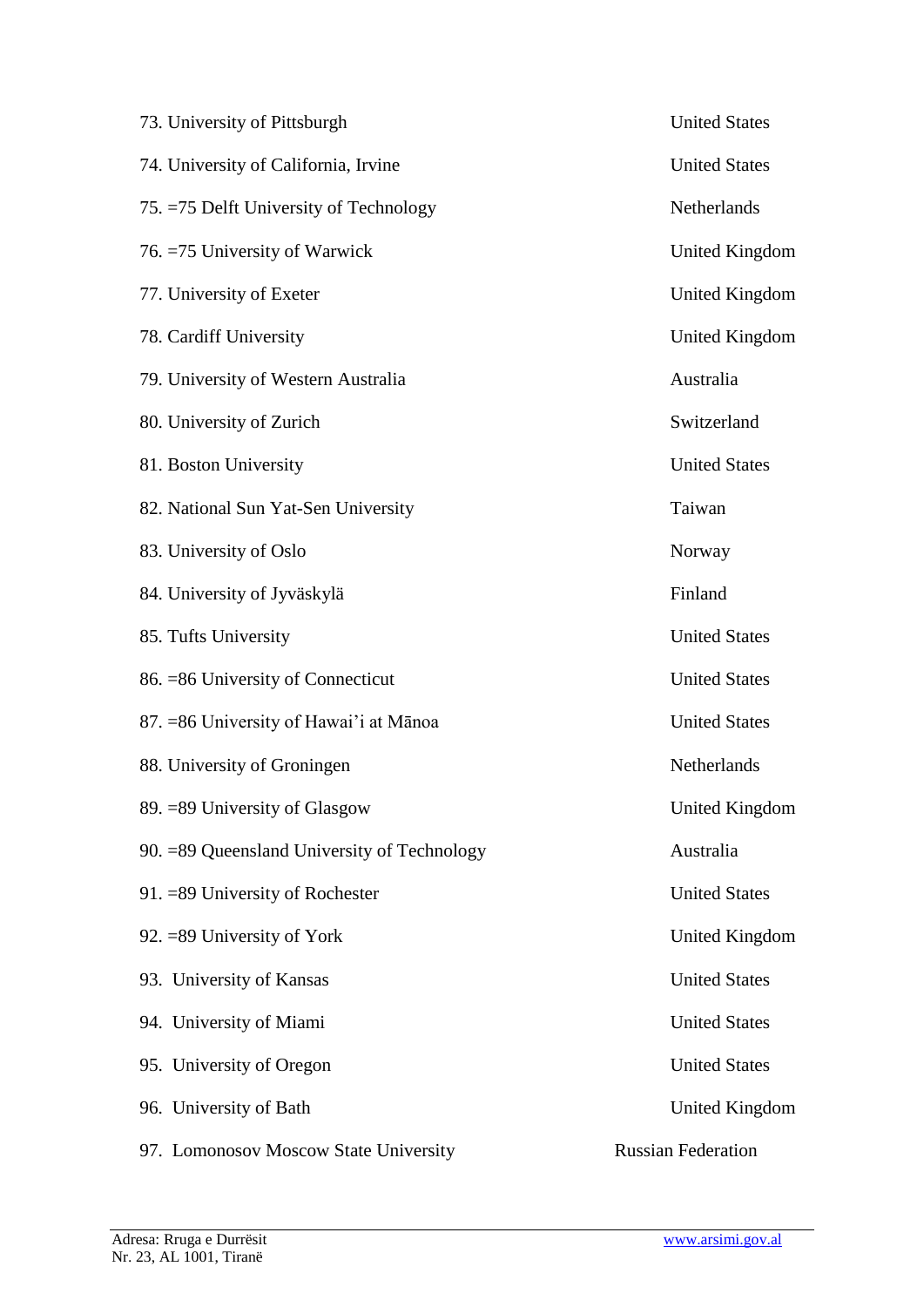| | |
|---|---|
| 73. University of Pittsburgh | United States |
| 74. University of California, Irvine | United States |
| 75. =75 Delft University of Technology | Netherlands |
| 76. =75 University of Warwick | United Kingdom |
| 77. University of Exeter | United Kingdom |
| 78. Cardiff University | United Kingdom |
| 79. University of Western Australia | Australia |
| 80. University of Zurich | Switzerland |
| 81. Boston University | United States |
| 82. National Sun Yat-Sen University | Taiwan |
| 83. University of Oslo | Norway |
| 84. University of Jyväskylä | Finland |
| 85. Tufts University | United States |
| 86. =86 University of Connecticut | United States |
| 87. =86 University of Hawai'i at Mānoa | United States |
| 88. University of Groningen | Netherlands |
| 89. =89 University of Glasgow | United Kingdom |
| 90. =89 Queensland University of Technology | Australia |
| 91. =89 University of Rochester | United States |
| 92. =89 University of York | United Kingdom |
| 93. University of Kansas | United States |
| 94. University of Miami | United States |
| 95. University of Oregon | United States |
| 96. University of Bath | United Kingdom |
| 97. Lomonosov Moscow State University | Russian Federation |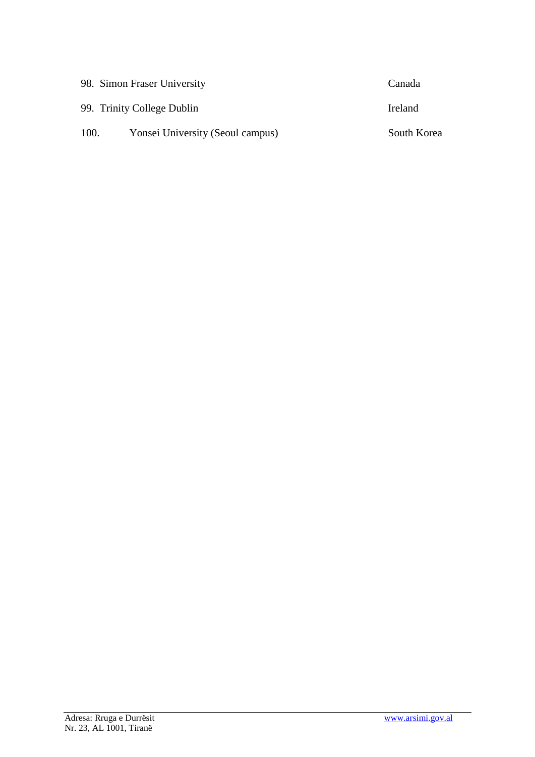| | | |
|---|---|---|
| 98. | Simon Fraser University | Canada |
| 99. | Trinity College Dublin | Ireland |
| 100. | Yonsei University (Seoul campus) | South Korea |